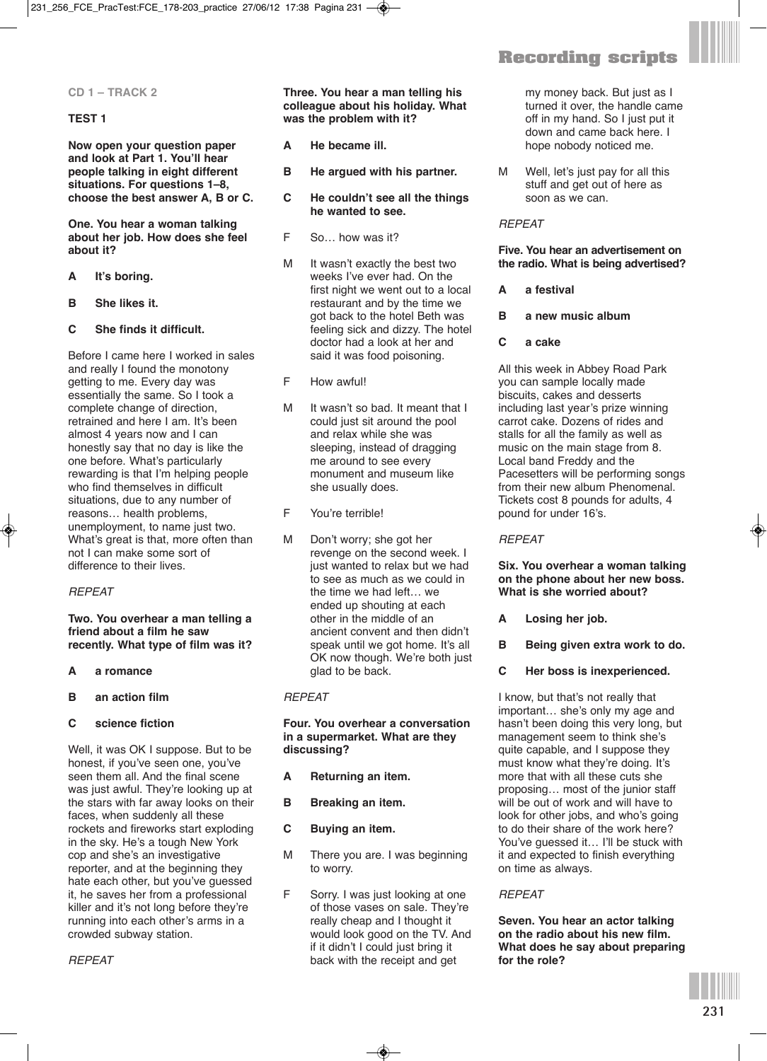# Recording scripts

**CD 1 – TRACK 2**

**TEST 1**

**Now open your question paper and look at Part 1. You'll hear people talking in eight different situations. For questions 1–8, choose the best answer A, B or C.**

**One. You hear a woman talking about her job. How does she feel about it?**

**A It's boring.**

**B She likes it.**

**C She finds it difficult.**

Before I came here I worked in sales and really I found the monotony getting to me. Every day was essentially the same. So I took a complete change of direction, retrained and here I am. It's been almost 4 years now and I can honestly say that no day is like the one before. What's particularly rewarding is that I'm helping people who find themselves in difficult situations, due to any number of reasons… health problems, unemployment, to name just two. What's great is that, more often than not I can make some sort of difference to their lives.

*REPEAT*

**Two. You overhear a man telling a friend about a film he saw recently. What type of film was it?**

**A a romance**

**B an action film**

**C science fiction**

Well, it was OK I suppose. But to be honest, if you've seen one, you've seen them all. And the final scene was just awful. They're looking up at the stars with far away looks on their faces, when suddenly all these rockets and fireworks start exploding in the sky. He's a tough New York cop and she's an investigative reporter, and at the beginning they hate each other, but you've guessed it, he saves her from a professional killer and it's not long before they're running into each other's arms in a crowded subway station.

*REPEAT*

**Three. You hear a man telling his colleague about his holiday. What was the problem with it?**

**A He became ill.**

**B He argued with his partner.**

**C He couldn't see all the things he wanted to see.**

F So… how was it?

M It wasn't exactly the best two weeks I've ever had. On the first night we went out to a local restaurant and by the time we got back to the hotel Beth was feeling sick and dizzy. The hotel doctor had a look at her and said it was food poisoning.

F How awful!

M It wasn't so bad. It meant that I could just sit around the pool and relax while she was sleeping, instead of dragging me around to see every monument and museum like she usually does.

F You're terrible!

M Don't worry; she got her revenge on the second week. I just wanted to relax but we had to see as much as we could in the time we had left… we ended up shouting at each other in the middle of an ancient convent and then didn't speak until we got home. It's all OK now though. We're both just glad to be back.

*REPEAT*

**Four. You overhear a conversation in a supermarket. What are they discussing?**

**A Returning an item.**

**B Breaking an item.**

**C Buying an item.**

M There you are. I was beginning to worry.

F Sorry. I was just looking at one of those vases on sale. They're really cheap and I thought it would look good on the TV. And if it didn't I could just bring it back with the receipt and get my money back. But just as I turned it over, the handle came off in my hand. So I just put it down and came back here. I hope nobody noticed me.

M Well, let's just pay for all this stuff and get out of here as soon as we can.

*REPEAT*

**Five. You hear an advertisement on the radio. What is being advertised?**

**A a festival**

**B a new music album**

**C a cake**

All this week in Abbey Road Park you can sample locally made biscuits, cakes and desserts including last year's prize winning carrot cake. Dozens of rides and stalls for all the family as well as music on the main stage from 8. Local band Freddy and the Pacesetters will be performing songs from their new album Phenomenal. Tickets cost 8 pounds for adults, 4 pound for under 16's.

*REPEAT*

**Six. You overhear a woman talking on the phone about her new boss. What is she worried about?**

**A Losing her job.**

**B Being given extra work to do.**

**C Her boss is inexperienced.**

I know, but that's not really that important… she's only my age and hasn't been doing this very long, but management seem to think she's quite capable, and I suppose they must know what they're doing. It's more that with all these cuts she proposing… most of the junior staff will be out of work and will have to look for other jobs, and who's going to do their share of the work here? You've guessed it… I'll be stuck with it and expected to finish everything on time as always.

*REPEAT*

**Seven. You hear an actor talking on the radio about his new film. What does he say about preparing for the role?**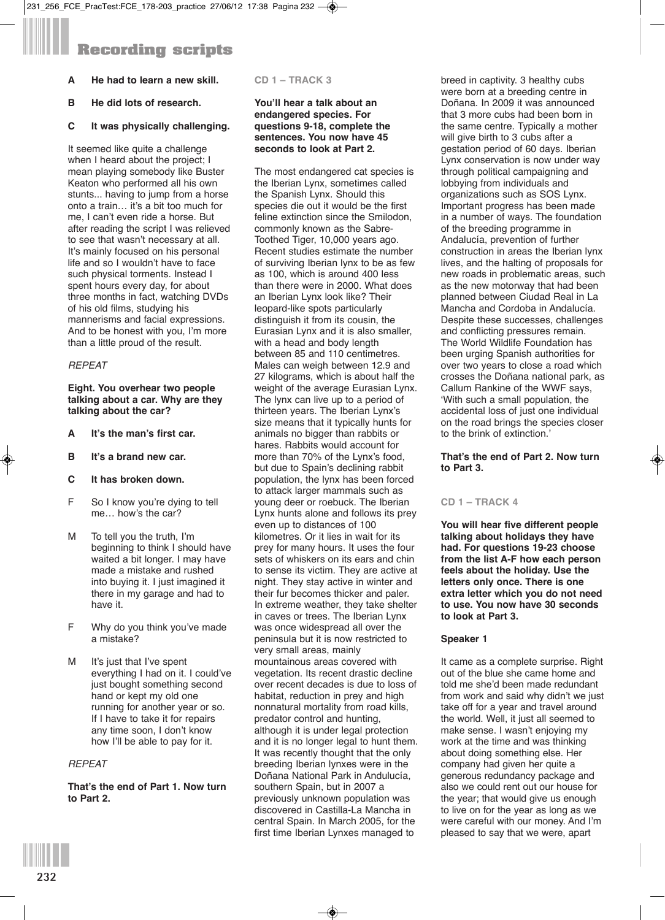# Recording scripts

**A He had to learn a new skill.**

**B He did lots of research.**

**C It was physically challenging.**

It seemed like quite a challenge when I heard about the project; I mean playing somebody like Buster Keaton who performed all his own stunts... having to jump from a horse onto a train… it's a bit too much for me, I can't even ride a horse. But after reading the script I was relieved to see that wasn't necessary at all. It's mainly focused on his personal life and so I wouldn't have to face such physical torments. Instead I spent hours every day, for about three months in fact, watching DVDs of his old films, studying his mannerisms and facial expressions. And to be honest with you, I'm more than a little proud of the result.

*REPEAT*

**Eight. You overhear two people talking about a car. Why are they talking about the car?**

**A It's the man's first car.**

**B It's a brand new car.**

**C It has broken down.**

F So I know you're dying to tell me… how's the car?

M To tell you the truth, I'm beginning to think I should have waited a bit longer. I may have made a mistake and rushed into buying it. I just imagined it there in my garage and had to have it.

F Why do you think you've made a mistake?

M It's just that I've spent everything I had on it. I could've just bought something second hand or kept my old one running for another year or so. If I have to take it for repairs any time soon, I don't know how I'll be able to pay for it.

*REPEAT*

**That's the end of Part 1. Now turn to Part 2.**

## CD 1 – TRACK 3

**You'll hear a talk about an endangered species. For questions 9-18, complete the sentences. You now have 45 seconds to look at Part 2.**

The most endangered cat species is the Iberian Lynx, sometimes called the Spanish Lynx. Should this species die out it would be the first feline extinction since the Smilodon, commonly known as the Sabre-Toothed Tiger, 10,000 years ago. Recent studies estimate the number of surviving Iberian Lynx to be as few as 100, which is around 400 less than there were in 2000. What does an Iberian Lynx look like? Their leopard-like spots particularly distinguish it from its cousin, the Eurasian Lynx and it is also smaller, with a head and body length between 85 and 110 centimetres. Males can weigh between 12.9 and 27 kilograms, which is about half the weight of the average Eurasian Lynx. The lynx can live up to a period of thirteen years. The Iberian Lynx's size means that it typically hunts for animals no bigger than rabbits or hares. Rabbits would account for more than 70% of the Lynx's food, but due to Spain's declining rabbit population, the lynx has been forced to attack larger mammals such as young deer or roebuck. The Iberian Lynx hunts alone and follows its prey even up to distances of 100 kilometres. Or it lies in wait for its prey for many hours. It uses the four sets of whiskers on its ears and chin to sense its victim. They are active at night. They stay active in winter and their fur becomes thicker and paler. In extreme weather, they take shelter in caves or trees. The Iberian Lynx was once widespread all over the peninsula but it is now restricted to very small areas, mainly mountainous areas covered with vegetation. Its recent drastic decline over recent decades is due to loss of habitat, reduction in prey and high nonnatural mortality from road kills, predator control and hunting, although it is under legal protection and it is no longer legal to hunt them. It was recently thought that the only breeding Iberian lynxes were in the Doñana National Park in Andulucía, southern Spain, but in 2007 a previously unknown population was discovered in Castilla-La Mancha in central Spain. In March 2005, for the first time Iberian Lynxes managed to breed in captivity. 3 healthy cubs were born at a breeding centre in Doñana. In 2009 it was announced that 3 more cubs had been born in the same centre. Typically a mother will give birth to 3 cubs after a gestation period of 60 days. Iberian Lynx conservation is now under way through political campaigning and lobbying from individuals and organizations such as SOS Lynx. Important progress has been made in a number of ways. The foundation of the breeding programme in Andalucía, prevention of further construction in areas the Iberian lynx lives, and the halting of proposals for new roads in problematic areas, such as the new motorway that had been planned between Ciudad Real in La Mancha and Cordoba in Andalucía. Despite these successes, challenges and conflicting pressures remain. The World Wildlife Foundation has been urging Spanish authorities for over two years to close a road which crosses the Doñana national park, as Callum Rankine of the WWF says, 'With such a small population, the accidental loss of just one individual on the road brings the species closer to the brink of extinction.'

**That's the end of Part 2. Now turn to Part 3.**

## CD 1 – TRACK 4

**You will hear five different people talking about holidays they have had. For questions 19-23 choose from the list A-F how each person feels about the holiday. Use the letters only once. There is one extra letter which you do not need to use. You now have 30 seconds to look at Part 3.**

**Speaker 1**

It came as a complete surprise. Right out of the blue she came home and told me she'd been made redundant from work and said why didn't we just take off for a year and travel around the world. Well, it just all seemed to make sense. I wasn't enjoying my work at the time and was thinking about doing something else. Her company had given her quite a generous redundancy package and also we could rent out our house for the year; that would give us enough to live on for the year as long as we were careful with our money. And I'm pleased to say that we were, apart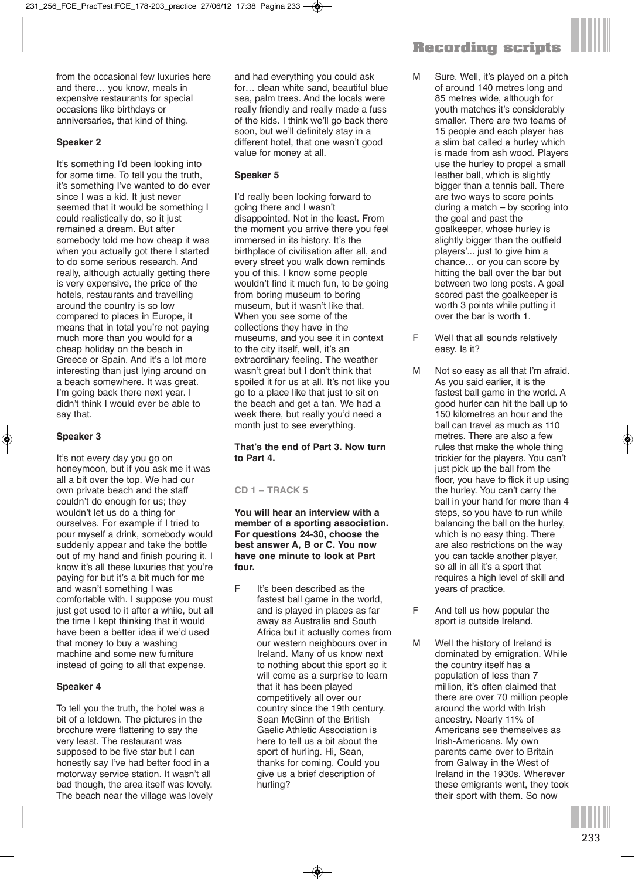from the occasional few luxuries here and there… you know, meals in expensive restaurants for special occasions like birthdays or anniversaries, that kind of thing.

**Speaker 2**

It's something I'd been looking into for some time. To tell you the truth, it's something I've wanted to do ever since I was a kid. It just never seemed that it would be something I could realistically do, so it just remained a dream. But after somebody told me how cheap it was when you actually got there I started to do some serious research. And really, although actually getting there is very expensive, the price of the hotels, restaurants and travelling around the country is so low compared to places in Europe, it means that in total you're not paying much more than you would for a cheap holiday on the beach in Greece or Spain. And it's a lot more interesting than just lying around on a beach somewhere. It was great. I'm going back there next year. I didn't think I would ever be able to say that.

**Speaker 3**

It's not every day you go on honeymoon, but if you ask me it was all a bit over the top. We had our own private beach and the staff couldn't do enough for us; they wouldn't let us do a thing for ourselves. For example if I tried to pour myself a drink, somebody would suddenly appear and take the bottle out of my hand and finish pouring it. I know it's all these luxuries that you're paying for but it's a bit much for me and wasn't something I was comfortable with. I suppose you must just get used to it after a while, but all the time I kept thinking that it would have been a better idea if we'd used that money to buy a washing machine and some new furniture instead of going to all that expense.

**Speaker 4**

To tell you the truth, the hotel was a bit of a letdown. The pictures in the brochure were flattering to say the very least. The restaurant was supposed to be five star but I can honestly say I've had better food in a motorway service station. It wasn't all bad though, the area itself was lovely. The beach near the village was lovely and had everything you could ask for… clean white sand, beautiful blue sea, palm trees. And the locals were really friendly and really made a fuss of the kids. I think we'll go back there soon, but we'll definitely stay in a different hotel, that one wasn't good value for money at all.

**Speaker 5**

I'd really been looking forward to going there and I wasn't disappointed. Not in the least. From the moment you arrive there you feel immersed in its history. It's the birthplace of civilisation after all, and every street you walk down reminds you of this. I know some people wouldn't find it much fun, to be going from boring museum to boring museum, but it wasn't like that. When you see some of the collections they have in the museums, and you see it in context to the city itself, well, it's an extraordinary feeling. The weather wasn't great but I don't think that spoiled it for us at all. It's not like you go to a place like that just to sit on the beach and get a tan. We had a week there, but really you'd need a month just to see everything.

**That's the end of Part 3. Now turn to Part 4.**

CD 1 – TRACK 5

**You will hear an interview with a member of a sporting association. For questions 24-30, choose the best answer A, B or C. You now have one minute to look at Part four.**

F It's been described as the fastest ball game in the world, and is played in places as far away as Australia and South Africa but it actually comes from our western neighbours over in Ireland. Many of us know next to nothing about this sport so it will come as a surprise to learn that it has been played competitively all over our country since the 19th century. Sean McGinn of the British Gaelic Athletic Association is here to tell us a bit about the sport of hurling. Hi, Sean, thanks for coming. Could you give us a brief description of hurling?

M Sure. Well, it's played on a pitch of around 140 metres long and 85 metres wide, although for youth matches it's considerably smaller. There are two teams of 15 people and each player has a slim bat called a hurley which is made from ash wood. Players use the hurley to propel a small leather ball, which is slightly bigger than a tennis ball. There are two ways to score points during a match – by scoring into the goal and past the goalkeeper, whose hurley is slightly bigger than the outfield players'... just to give him a chance… or you can score by hitting the ball over the bar but between two long posts. A goal scored past the goalkeeper is worth 3 points while putting it over the bar is worth 1.

F Well that all sounds relatively easy. Is it?

M Not so easy as all that I'm afraid. As you said earlier, it is the fastest ball game in the world. A good hurler can hit the ball up to 150 kilometres an hour and the ball can travel as much as 110 metres. There are also a few rules that make the whole thing trickier for the players. You can't just pick up the ball from the floor, you have to flick it up using the hurley. You can't carry the ball in your hand for more than 4 steps, so you have to run while balancing the ball on the hurley, which is no easy thing. There are also restrictions on the way you can tackle another player, so all in all it's a sport that requires a high level of skill and years of practice.

F And tell us how popular the sport is outside Ireland.

M Well the history of Ireland is dominated by emigration. While the country itself has a population of less than 7 million, it's often claimed that there are over 70 million people around the world with Irish ancestry. Nearly 11% of Americans see themselves as Irish-Americans. My own parents came over to Britain from Galway in the West of Ireland in the 1930s. Wherever these emigrants went, they took their sport with them. So now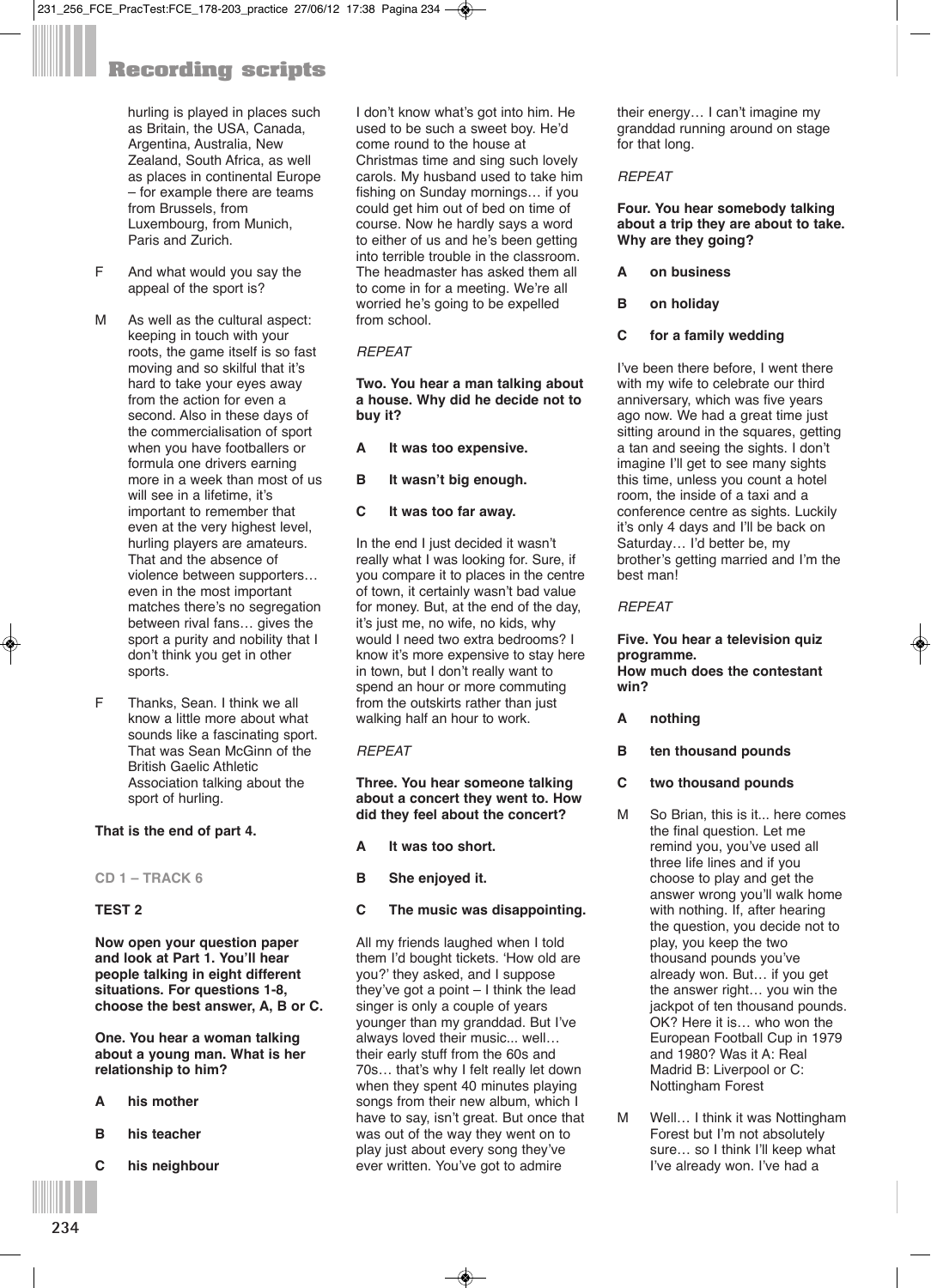hurling is played in places such as Britain, the USA, Canada, Argentina, Australia, New Zealand, South Africa, as well as places in continental Europe – for example there are teams from Brussels, from Luxembourg, from Munich, Paris and Zurich.

F And what would you say the appeal of the sport is?

M As well as the cultural aspect: keeping in touch with your roots, the game itself is so fast moving and so skilful that it's hard to take your eyes away from the action for even a second. Also in these days of the commercialisation of sport when you have footballers or formula one drivers earning more in a week than most of us will see in a lifetime, it's important to remember that even at the very highest level, hurling players are amateurs. That and the absence of violence between supporters… even in the most important matches there's no segregation between rival fans… gives the sport a purity and nobility that I don't think you get in other sports.

F Thanks, Sean. I think we all know a little more about what sounds like a fascinating sport. That was Sean McGinn of the British Gaelic Athletic Association talking about the sport of hurling.

**That is the end of part 4.**

## CD 1 – TRACK 6

**TEST 2**

**Now open your question paper and look at Part 1. You'll hear people talking in eight different situations. For questions 1-8, choose the best answer, A, B or C.**

**One. You hear a woman talking about a young man. What is her relationship to him?**

**A his mother**

**B his teacher**

**C his neighbour**

I don't know what's got into him. He used to be such a sweet boy. He'd come round to the house at Christmas time and sing such lovely carols. My husband used to take him fishing on Sunday mornings… if you could get him out of bed on time of course. Now he hardly says a word to either of us and he's been getting into terrible trouble in the classroom. The headmaster has asked them all to come in for a meeting. We're all worried he's going to be expelled from school.

*REPEAT*

**Two. You hear a man talking about a house. Why did he decide not to buy it?**

**A It was too expensive.**

**B It wasn't big enough.**

**C It was too far away.**

In the end I just decided it wasn't really what I was looking for. Sure, if you compare it to places in the centre of town, it certainly wasn't bad value for money. But, at the end of the day, it's just me, no wife, no kids, why would I need two extra bedrooms? I know it's more expensive to stay here in town, but I don't really want to spend an hour or more commuting from the outskirts rather than just walking half an hour to work.

*REPEAT*

**Three. You hear someone talking about a concert they went to. How did they feel about the concert?**

**A It was too short.**

**B She enjoyed it.**

**C The music was disappointing.**

All my friends laughed when I told them I'd bought tickets. 'How old are you?' they asked, and I suppose they've got a point – I think the lead singer is only a couple of years younger than my granddad. But I've always loved their music... well… their early stuff from the 60s and 70s… that's why I felt really let down when they spent 40 minutes playing songs from their new album, which I have to say, isn't great. But once that was out of the way they went on to play just about every song they've ever written. You've got to admire their energy… I can't imagine my granddad running around on stage for that long.

*REPEAT*

**Four. You hear somebody talking about a trip they are about to take. Why are they going?**

**A on business**

**B on holiday**

**C for a family wedding**

I've been there before, I went there with my wife to celebrate our third anniversary, which was five years ago now. We had a great time just sitting around in the squares, getting a tan and seeing the sights. I don't imagine I'll get to see many sights this time, unless you count a hotel room, the inside of a taxi and a conference centre as sights. Luckily it's only 4 days and I'll be back on Saturday… I'd better be, my brother's getting married and I'm the best man!

*REPEAT*

**Five. You hear a television quiz programme.**
**How much does the contestant win?**

**A nothing**

**B ten thousand pounds**

**C two thousand pounds**

M So Brian, this is it... here comes the final question. Let me remind you, you've used all three life lines and if you choose to play and get the answer wrong you'll walk home with nothing. If, after hearing the question, you decide not to play, you keep the two thousand pounds you've already won. But… if you get the answer right… you win the jackpot of ten thousand pounds. OK? Here it is… who won the European Football Cup in 1979 and 1980? Was it A: Real Madrid B: Liverpool or C: Nottingham Forest

M Well… I think it was Nottingham Forest but I'm not absolutely sure… so I think I'll keep what I've already won. I've had a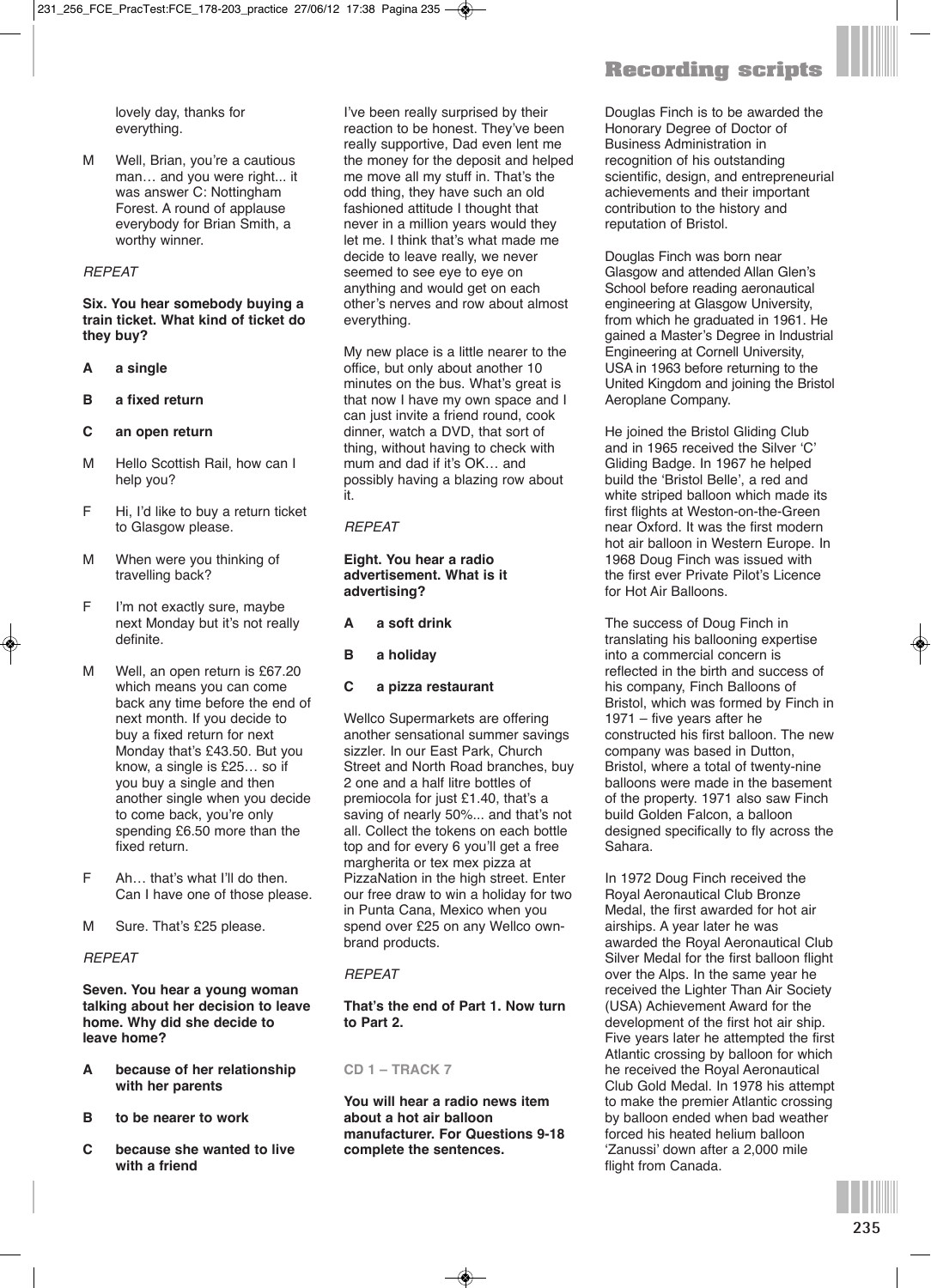lovely day, thanks for everything.

M Well, Brian, you're a cautious man… and you were right... it was answer C: Nottingham Forest. A round of applause everybody for Brian Smith, a worthy winner.

*REPEAT*

**Six. You hear somebody buying a train ticket. What kind of ticket do they buy?**

**A a single**

**B a fixed return**

**C an open return**

M Hello Scottish Rail, how can I help you?

F Hi, I'd like to buy a return ticket to Glasgow please.

M When were you thinking of travelling back?

F I'm not exactly sure, maybe next Monday but it's not really definite.

M Well, an open return is £67.20 which means you can come back any time before the end of next month. If you decide to buy a fixed return for next Monday that's £43.50. But you know, a single is £25… so if you buy a single and then another single when you decide to come back, you're only spending £6.50 more than the fixed return.

F Ah… that's what I'll do then. Can I have one of those please.

M Sure. That's £25 please.

*REPEAT*

**Seven. You hear a young woman talking about her decision to leave home. Why did she decide to leave home?**

**A because of her relationship with her parents**

**B to be nearer to work**

**C because she wanted to live with a friend**

I've been really surprised by their reaction to be honest. They've been really supportive, Dad even lent me the money for the deposit and helped me move all my stuff in. That's the odd thing, they have such an old fashioned attitude I thought that never in a million years would they let me. I think that's what made me decide to leave really, we never seemed to see eye to eye on anything and would get on each other's nerves and row about almost everything.

My new place is a little nearer to the office, but only about another 10 minutes on the bus. What's great is that now I have my own space and I can just invite a friend round, cook dinner, watch a DVD, that sort of thing, without having to check with mum and dad if it's OK… and possibly having a blazing row about it.

*REPEAT*

**Eight. You hear a radio advertisement. What is it advertising?**

**A a soft drink**

**B a holiday**

**C a pizza restaurant**

Wellco Supermarkets are offering another sensational summer savings sizzler. In our East Park, Church Street and North Road branches, buy 2 one and a half litre bottles of premiocola for just £1.40, that's a saving of nearly 50%... and that's not all. Collect the tokens on each bottle top and for every 6 you'll get a free margherita or tex mex pizza at PizzaNation in the high street. Enter our free draw to win a holiday for two in Punta Cana, Mexico when you spend over £25 on any Wellco own-brand products.

*REPEAT*

**That's the end of Part 1. Now turn to Part 2.**

**CD 1 – TRACK 7**

**You will hear a radio news item about a hot air balloon manufacturer. For Questions 9-18 complete the sentences.**

Douglas Finch is to be awarded the Honorary Degree of Doctor of Business Administration in recognition of his outstanding scientific, design, and entrepreneurial achievements and their important contribution to the history and reputation of Bristol.

Douglas Finch was born near Glasgow and attended Allan Glen's School before reading aeronautical engineering at Glasgow University, from which he graduated in 1961. He gained a Master's Degree in Industrial Engineering at Cornell University, USA in 1963 before returning to the United Kingdom and joining the Bristol Aeroplane Company.

He joined the Bristol Gliding Club and in 1965 received the Silver 'C' Gliding Badge. In 1967 he helped build the 'Bristol Belle', a red and white striped balloon which made its first flights at Weston-on-the-Green near Oxford. It was the first modern hot air balloon in Western Europe. In 1968 Doug Finch was issued with the first ever Private Pilot's Licence for Hot Air Balloons.

The success of Doug Finch in translating his ballooning expertise into a commercial concern is reflected in the birth and success of his company, Finch Balloons of Bristol, which was formed by Finch in 1971 – five years after he constructed his first balloon. The new company was based in Dutton, Bristol, where a total of twenty-nine balloons were made in the basement of the property. 1971 also saw Finch build Golden Falcon, a balloon designed specifically to fly across the Sahara.

In 1972 Doug Finch received the Royal Aeronautical Club Bronze Medal, the first awarded for hot air airships. A year later he was awarded the Royal Aeronautical Club Silver Medal for the first balloon flight over the Alps. In the same year he received the Lighter Than Air Society (USA) Achievement Award for the development of the first hot air ship. Five years later he attempted the first Atlantic crossing by balloon for which he received the Royal Aeronautical Club Gold Medal. In 1978 his attempt to make the premier Atlantic crossing by balloon ended when bad weather forced his heated helium balloon 'Zanussi' down after a 2,000 mile flight from Canada.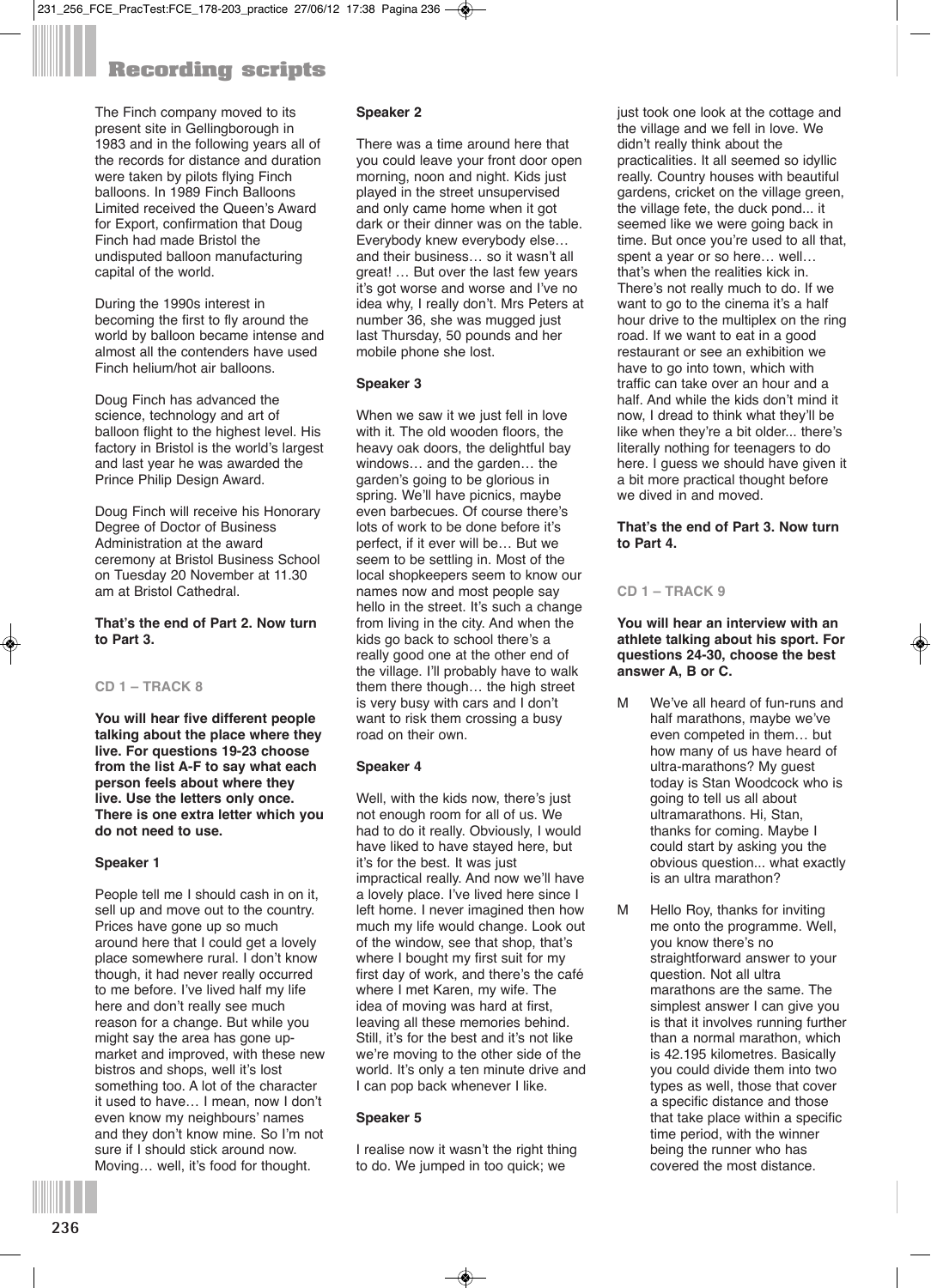# Recording scripts

The Finch company moved to its present site in Gellingborough in 1983 and in the following years all of the records for distance and duration were taken by pilots flying Finch balloons. In 1989 Finch Balloons Limited received the Queen's Award for Export, confirmation that Doug Finch had made Bristol the undisputed balloon manufacturing capital of the world.

During the 1990s interest in becoming the first to fly around the world by balloon became intense and almost all the contenders have used Finch helium/hot air balloons.

Doug Finch has advanced the science, technology and art of balloon flight to the highest level. His factory in Bristol is the world's largest and last year he was awarded the Prince Philip Design Award.

Doug Finch will receive his Honorary Degree of Doctor of Business Administration at the award ceremony at Bristol Business School on Tuesday 20 November at 11.30 am at Bristol Cathedral.

**That's the end of Part 2. Now turn to Part 3.**

### CD 1 – TRACK 8

**You will hear five different people talking about the place where they live. For questions 19-23 choose from the list A-F to say what each person feels about where they live. Use the letters only once. There is one extra letter which you do not need to use.**

**Speaker 1**

People tell me I should cash in on it, sell up and move out to the country. Prices have gone up so much around here that I could get a lovely place somewhere rural. I don't know though, it had never really occurred to me before. I've lived half my life here and don't really see much reason for a change. But while you might say the area has gone up-market and improved, with these new bistros and shops, well it's lost something too. A lot of the character it used to have… I mean, now I don't even know my neighbours' names and they don't know mine. So I'm not sure if I should stick around now. Moving… well, it's food for thought.

**Speaker 2**

There was a time around here that you could leave your front door open morning, noon and night. Kids just played in the street unsupervised and only came home when it got dark or their dinner was on the table. Everybody knew everybody else… and their business… so it wasn't all great! … But over the last few years it's got worse and worse and I've no idea why, I really don't. Mrs Peters at number 36, she was mugged just last Thursday, 50 pounds and her mobile phone she lost.

**Speaker 3**

When we saw it we just fell in love with it. The old wooden floors, the heavy oak doors, the delightful bay windows… and the garden… the garden's going to be glorious in spring. We'll have picnics, maybe even barbecues. Of course there's lots of work to be done before it's perfect, if it ever will be… But we seem to be settling in. Most of the local shopkeepers seem to know our names now and most people say hello in the street. It's such a change from living in the city. And when the kids go back to school there's a really good one at the other end of the village. I'll probably have to walk them there though… the high street is very busy with cars and I don't want to risk them crossing a busy road on their own.

**Speaker 4**

Well, with the kids now, there's just not enough room for all of us. We had to do it really. Obviously, I would have liked to have stayed here, but it's for the best. It was just impractical really. And now we'll have a lovely place. I've lived here since I left home. I never imagined then how much my life would change. Look out of the window, see that shop, that's where I bought my first suit for my first day of work, and there's the café where I met Karen, my wife. The idea of moving was hard at first, leaving all these memories behind. Still, it's for the best and it's not like we're moving to the other side of the world. It's only a ten minute drive and I can pop back whenever I like.

**Speaker 5**

I realise now it wasn't the right thing to do. We jumped in too quick; we just took one look at the cottage and the village and we fell in love. We didn't really think about the practicalities. It all seemed so idyllic really. Country houses with beautiful gardens, cricket on the village green, the village fete, the duck pond... it seemed like we were going back in time. But once you're used to all that, spent a year or so here… well… that's when the realities kick in. There's not really much to do. If we want to go to the cinema it's a half hour drive to the multiplex on the ring road. If we want to eat in a good restaurant or see an exhibition we have to go into town, which with traffic can take over an hour and a half. And while the kids don't mind it now, I dread to think what they'll be like when they're a bit older... there's literally nothing for teenagers to do here. I guess we should have given it a bit more practical thought before we dived in and moved.

**That's the end of Part 3. Now turn to Part 4.**

### CD 1 – TRACK 9

**You will hear an interview with an athlete talking about his sport. For questions 24-30, choose the best answer A, B or C.**

M We've all heard of fun-runs and half marathons, maybe we've even competed in them… but how many of us have heard of ultra-marathons? My guest today is Stan Woodcock who is going to tell us all about ultramarathons. Hi, Stan, thanks for coming. Maybe I could start by asking you the obvious question... what exactly is an ultra marathon?

M Hello Roy, thanks for inviting me onto the programme. Well, you know there's no straightforward answer to your question. Not all ultra marathons are the same. The simplest answer I can give you is that it involves running further than a normal marathon, which is 42.195 kilometres. Basically you could divide them into two types as well, those that cover a specific distance and those that take place within a specific time period, with the winner being the runner who has covered the most distance.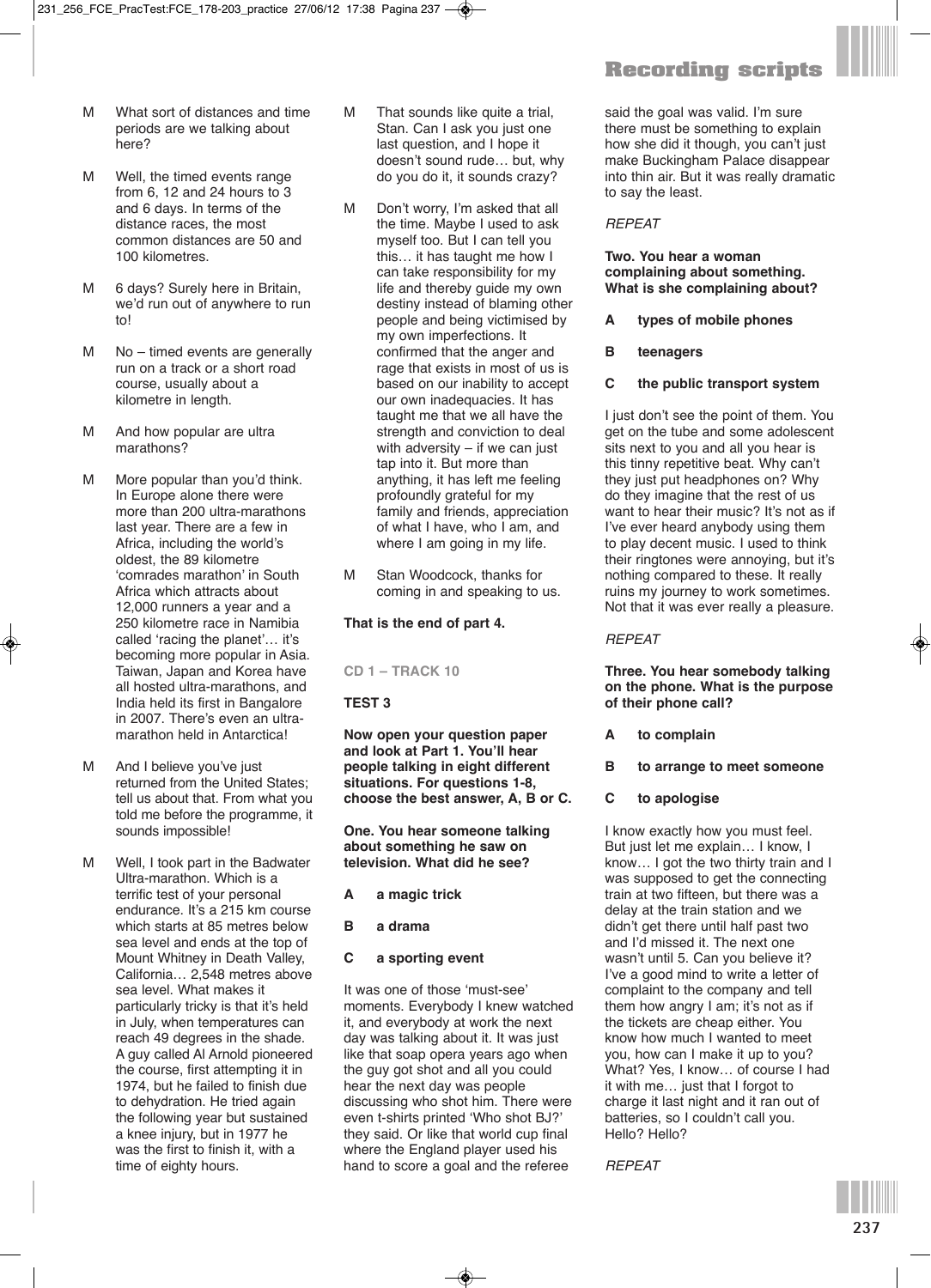M What sort of distances and time periods are we talking about here?

M Well, the timed events range from 6, 12 and 24 hours to 3 and 6 days. In terms of the distance races, the most common distances are 50 and 100 kilometres.

M 6 days? Surely here in Britain, we'd run out of anywhere to run to!

M No – timed events are generally run on a track or a short road course, usually about a kilometre in length.

M And how popular are ultra marathons?

M More popular than you'd think. In Europe alone there were more than 200 ultra-marathons last year. There are a few in Africa, including the world's oldest, the 89 kilometre 'comrades marathon' in South Africa which attracts about 12,000 runners a year and a 250 kilometre race in Namibia called 'racing the planet'… it's becoming more popular in Asia. Taiwan, Japan and Korea have all hosted ultra-marathons, and India held its first in Bangalore in 2007. There's even an ultra-marathon held in Antarctica!

M And I believe you've just returned from the United States; tell us about that. From what you told me before the programme, it sounds impossible!

M Well, I took part in the Badwater Ultra-marathon. Which is a terrific test of your personal endurance. It's a 215 km course which starts at 85 metres below sea level and ends at the top of Mount Whitney in Death Valley, California… 2,548 metres above sea level. What makes it particularly tricky is that it's held in July, when temperatures can reach 49 degrees in the shade. A guy called Al Arnold pioneered the course, first attempting it in 1974, but he failed to finish due to dehydration. He tried again the following year but sustained a knee injury, but in 1977 he was the first to finish it, with a time of eighty hours.

M That sounds like quite a trial, Stan. Can I ask you just one last question, and I hope it doesn't sound rude… but, why do you do it, it sounds crazy?

M Don't worry, I'm asked that all the time. Maybe I used to ask myself too. But I can tell you this… it has taught me how I can take responsibility for my life and thereby guide my own destiny instead of blaming other people and being victimised by my own imperfections. It confirmed that the anger and rage that exists in most of us is based on our inability to accept our own inadequacies. It has taught me that we all have the strength and conviction to deal with adversity – if we can just tap into it. But more than anything, it has left me feeling profoundly grateful for my family and friends, appreciation of what I have, who I am, and where I am going in my life.

M Stan Woodcock, thanks for coming in and speaking to us.

**That is the end of part 4.**

**CD 1 – TRACK 10**

**TEST 3**

**Now open your question paper and look at Part 1. You'll hear people talking in eight different situations. For questions 1-8, choose the best answer, A, B or C.**

**One. You hear someone talking about something he saw on television. What did he see?**

**A a magic trick**

**B a drama**

**C a sporting event**

It was one of those 'must-see' moments. Everybody I knew watched it, and everybody at work the next day was talking about it. It was just like that soap opera years ago when the guy got shot and all you could hear the next day was people discussing who shot him. There were even t-shirts printed 'Who shot BJ?' they said. Or like that world cup final where the England player used his hand to score a goal and the referee said the goal was valid. I'm sure there must be something to explain how she did it though, you can't just make Buckingham Palace disappear into thin air. But it was really dramatic to say the least.

*REPEAT*

**Two. You hear a woman complaining about something. What is she complaining about?**

**A types of mobile phones**

**B teenagers**

**C the public transport system**

I just don't see the point of them. You get on the tube and some adolescent sits next to you and all you hear is this tinny repetitive beat. Why can't they just put headphones on? Why do they imagine that the rest of us want to hear their music? It's not as if I've ever heard anybody using them to play decent music. I used to think their ringtones were annoying, but it's nothing compared to these. It really ruins my journey to work sometimes. Not that it was ever really a pleasure.

*REPEAT*

**Three. You hear somebody talking on the phone. What is the purpose of their phone call?**

**A to complain**

**B to arrange to meet someone**

**C to apologise**

I know exactly how you must feel. But just let me explain… I know, I know… I got the two thirty train and I was supposed to get the connecting train at two fifteen, but there was a delay at the train station and we didn't get there until half past two and I'd missed it. The next one wasn't until 5. Can you believe it? I've a good mind to write a letter of complaint to the company and tell them how angry I am; it's not as if the tickets are cheap either. You know how much I wanted to meet you, how can I make it up to you? What? Yes, I know… of course I had it with me… just that I forgot to charge it last night and it ran out of batteries, so I couldn't call you. Hello? Hello?

*REPEAT*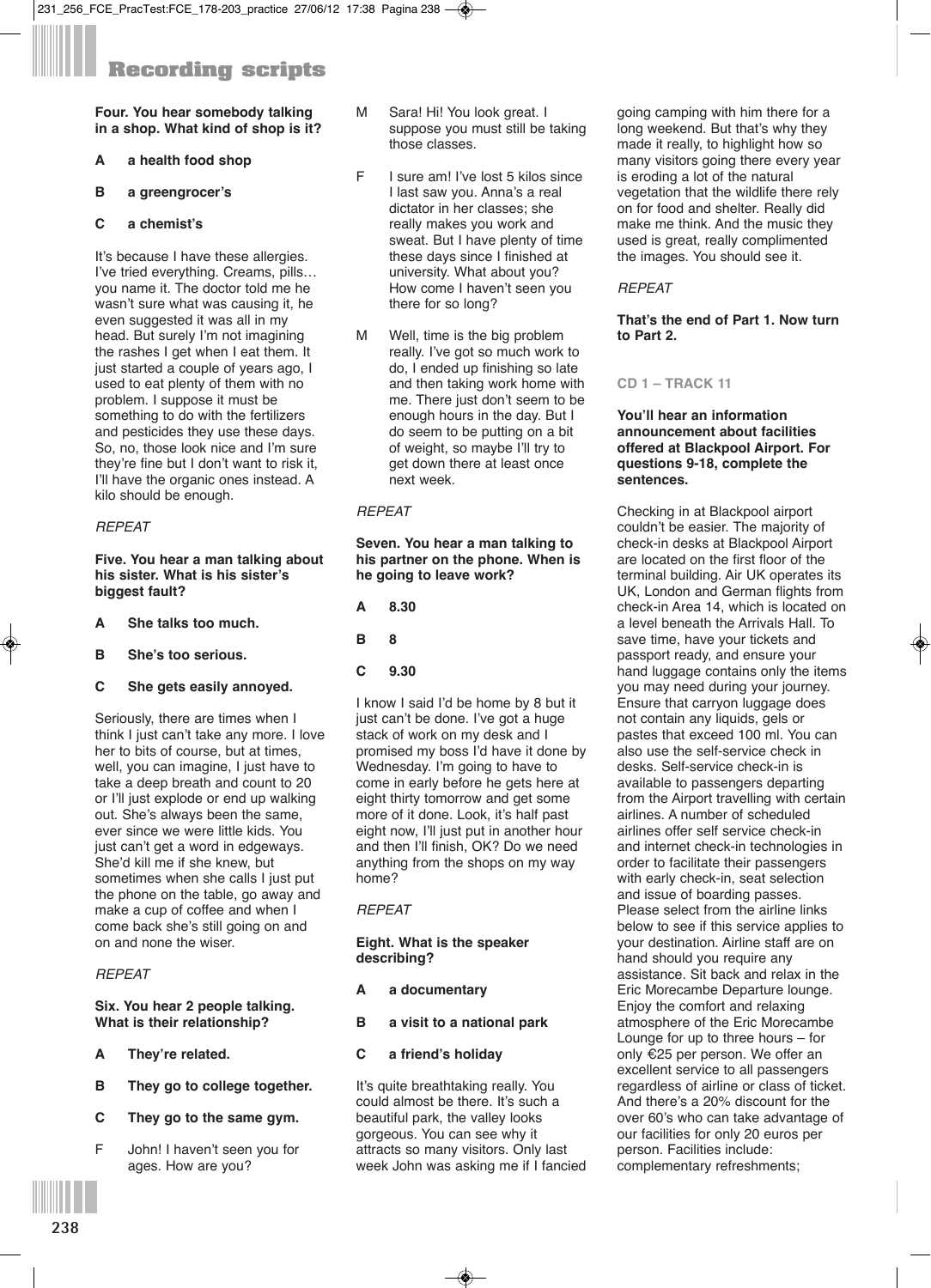# Recording scripts

**Four. You hear somebody talking in a shop. What kind of shop is it?**

**A a health food shop**

**B a greengrocer's**

**C a chemist's**

It's because I have these allergies. I've tried everything. Creams, pills… you name it. The doctor told me he wasn't sure what was causing it, he even suggested it was all in my head. But surely I'm not imagining the rashes I get when I eat them. It just started a couple of years ago, I used to eat plenty of them with no problem. I suppose it must be something to do with the fertilizers and pesticides they use these days. So, no, those look nice and I'm sure they're fine but I don't want to risk it, I'll have the organic ones instead. A kilo should be enough.

*REPEAT*

**Five. You hear a man talking about his sister. What is his sister's biggest fault?**

**A She talks too much.**

**B She's too serious.**

**C She gets easily annoyed.**

Seriously, there are times when I think I just can't take any more. I love her to bits of course, but at times, well, you can imagine, I just have to take a deep breath and count to 20 or I'll just explode or end up walking out. She's always been the same, ever since we were little kids. You just can't get a word in edgeways. She'd kill me if she knew, but sometimes when she calls I just put the phone on the table, go away and make a cup of coffee and when I come back she's still going on and on and none the wiser.

*REPEAT*

**Six. You hear 2 people talking. What is their relationship?**

**A They're related.**

**B They go to college together.**

**C They go to the same gym.**

F John! I haven't seen you for ages. How are you?

M Sara! Hi! You look great. I suppose you must still be taking those classes.

F I sure am! I've lost 5 kilos since I last saw you. Anna's a real dictator in her classes; she really makes you work and sweat. But I have plenty of time these days since I finished at university. What about you? How come I haven't seen you there for so long?

M Well, time is the big problem really. I've got so much work to do, I ended up finishing so late and then taking work home with me. There just don't seem to be enough hours in the day. But I do seem to be putting on a bit of weight, so maybe I'll try to get down there at least once next week.

*REPEAT*

**Seven. You hear a man talking to his partner on the phone. When is he going to leave work?**

**A 8.30**

**B 8**

**C 9.30**

I know I said I'd be home by 8 but it just can't be done. I've got a huge stack of work on my desk and I promised my boss I'd have it done by Wednesday. I'm going to have to come in early before he gets here at eight thirty tomorrow and get some more of it done. Look, it's half past eight now, I'll just put in another hour and then I'll finish, OK? Do we need anything from the shops on my way home?

*REPEAT*

**Eight. What is the speaker describing?**

**A a documentary**

**B a visit to a national park**

**C a friend's holiday**

It's quite breathtaking really. You could almost be there. It's such a beautiful park, the valley looks gorgeous. You can see why it attracts so many visitors. Only last week John was asking me if I fancied going camping with him there for a long weekend. But that's why they made it really, to highlight how so many visitors going there every year is eroding a lot of the natural vegetation that the wildlife there rely on for food and shelter. Really did make me think. And the music they used is great, really complimented the images. You should see it.

*REPEAT*

**That's the end of Part 1. Now turn to Part 2.**

**CD 1 – TRACK 11**

**You'll hear an information announcement about facilities offered at Blackpool Airport. For questions 9-18, complete the sentences.**

Checking in at Blackpool airport couldn't be easier. The majority of check-in desks at Blackpool Airport are located on the first floor of the terminal building. Air UK operates its UK, London and German flights from check-in Area 14, which is located on a level beneath the Arrivals Hall. To save time, have your tickets and passport ready, and ensure your hand luggage contains only the items you may need during your journey. Ensure that carryon luggage does not contain any liquids, gels or pastes that exceed 100 ml. You can also use the self-service check in desks. Self-service check-in is available to passengers departing from the Airport travelling with certain airlines. A number of scheduled airlines offer self service check-in and internet check-in technologies in order to facilitate their passengers with early check-in, seat selection and issue of boarding passes. Please select from the airline links below to see if this service applies to your destination. Airline staff are on hand should you require any assistance. Sit back and relax in the Eric Morecambe Departure lounge. Enjoy the comfort and relaxing atmosphere of the Eric Morecambe Lounge for up to three hours – for only €25 per person. We offer an excellent service to all passengers regardless of airline or class of ticket. And there's a 20% discount for the over 60's who can take advantage of our facilities for only 20 euros per person. Facilities include: complementary refreshments;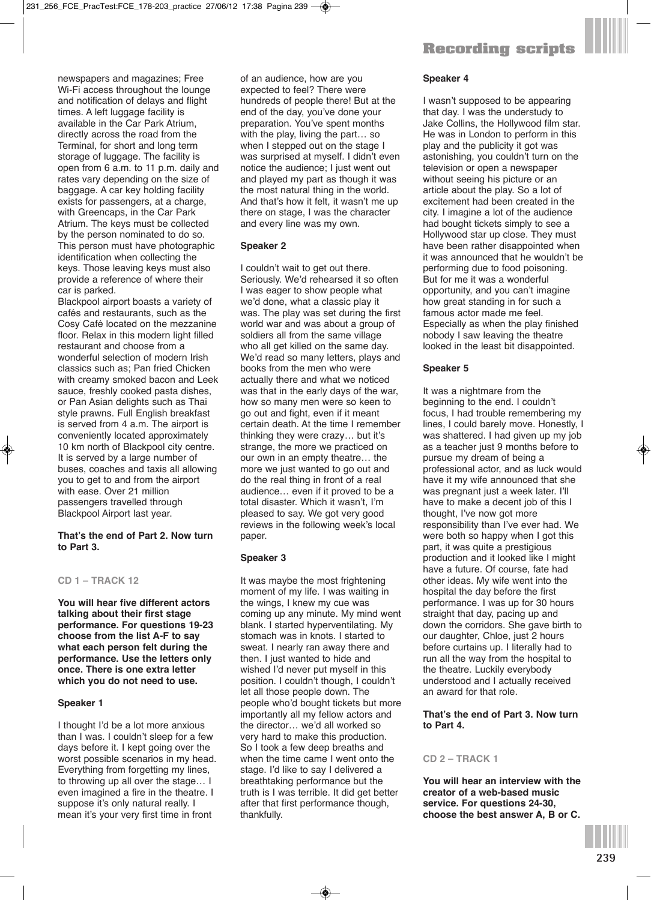newspapers and magazines; Free Wi-Fi access throughout the lounge and notification of delays and flight times. A left luggage facility is available in the Car Park Atrium, directly across the road from the Terminal, for short and long term storage of luggage. The facility is open from 6 a.m. to 11 p.m. daily and rates vary depending on the size of baggage. A car key holding facility exists for passengers, at a charge, with Greencaps, in the Car Park Atrium. The keys must be collected by the person nominated to do so. This person must have photographic identification when collecting the keys. Those leaving keys must also provide a reference of where their car is parked.

Blackpool airport boasts a variety of cafés and restaurants, such as the Cosy Café located on the mezzanine floor. Relax in this modern light filled restaurant and choose from a wonderful selection of modern Irish classics such as; Pan fried Chicken with creamy smoked bacon and Leek sauce, freshly cooked pasta dishes, or Pan Asian delights such as Thai style prawns. Full English breakfast is served from 4 a.m. The airport is conveniently located approximately 10 km north of Blackpool city centre. It is served by a large number of buses, coaches and taxis all allowing you to get to and from the airport with ease. Over 21 million passengers travelled through Blackpool Airport last year.

**That's the end of Part 2. Now turn to Part 3.**

### CD 1 – TRACK 12

**You will hear five different actors talking about their first stage performance. For questions 19-23 choose from the list A-F to say what each person felt during the performance. Use the letters only once. There is one extra letter which you do not need to use.**

**Speaker 1**

I thought I'd be a lot more anxious than I was. I couldn't sleep for a few days before it. I kept going over the worst possible scenarios in my head. Everything from forgetting my lines, to throwing up all over the stage… I even imagined a fire in the theatre. I suppose it's only natural really. I mean it's your very first time in front of an audience, how are you expected to feel? There were hundreds of people there! But at the end of the day, you've done your preparation. You've spent months with the play, living the part… so when I stepped out on the stage I was surprised at myself. I didn't even notice the audience; I just went out and played my part as though it was the most natural thing in the world. And that's how it felt, it wasn't me up there on stage, I was the character and every line was my own.

**Speaker 2**

I couldn't wait to get out there. Seriously. We'd rehearsed it so often I was eager to show people what we'd done, what a classic play it was. The play was set during the first world war and was about a group of soldiers all from the same village who all get killed on the same day. We'd read so many letters, plays and books from the men who were actually there and what we noticed was that in the early days of the war, how so many men were so keen to go out and fight, even if it meant certain death. At the time I remember thinking they were crazy… but it's strange, the more we practiced on our own in an empty theatre… the more we just wanted to go out and do the real thing in front of a real audience… even if it proved to be a total disaster. Which it wasn't, I'm pleased to say. We got very good reviews in the following week's local paper.

**Speaker 3**

It was maybe the most frightening moment of my life. I was waiting in the wings, I knew my cue was coming up any minute. My mind went blank. I started hyperventilating. My stomach was in knots. I started to sweat. I nearly ran away there and then. I just wanted to hide and wished I'd never put myself in this position. I couldn't though, I couldn't let all those people down. The people who'd bought tickets but more importantly all my fellow actors and the director… we'd all worked so very hard to make this production. So I took a few deep breaths and when the time came I went onto the stage. I'd like to say I delivered a breathtaking performance but the truth is I was terrible. It did get better after that first performance though, thankfully.

**Speaker 4**

I wasn't supposed to be appearing that day. I was the understudy to Jake Collins, the Hollywood film star. He was in London to perform in this play and the publicity it got was astonishing, you couldn't turn on the television or open a newspaper without seeing his picture or an article about the play. So a lot of excitement had been created in the city. I imagine a lot of the audience had bought tickets simply to see a Hollywood star up close. They must have been rather disappointed when it was announced that he wouldn't be performing due to food poisoning. But for me it was a wonderful opportunity, and you can't imagine how great standing in for such a famous actor made me feel. Especially as when the play finished nobody I saw leaving the theatre looked in the least bit disappointed.

**Speaker 5**

It was a nightmare from the beginning to the end. I couldn't focus, I had trouble remembering my lines, I could barely move. Honestly, I was shattered. I had given up my job as a teacher just 9 months before to pursue my dream of being a professional actor, and as luck would have it my wife announced that she was pregnant just a week later. I'll have to make a decent job of this I thought, I've now got more responsibility than I've ever had. We were both so happy when I got this part, it was quite a prestigious production and it looked like I might have a future. Of course, fate had other ideas. My wife went into the hospital the day before the first performance. I was up for 30 hours straight that day, pacing up and down the corridors. She gave birth to our daughter, Chloe, just 2 hours before curtains up. I literally had to run all the way from the hospital to the theatre. Luckily everybody understood and I actually received an award for that role.

**That's the end of Part 3. Now turn to Part 4.**

### CD 2 – TRACK 1

**You will hear an interview with the creator of a web-based music service. For questions 24-30, choose the best answer A, B or C.**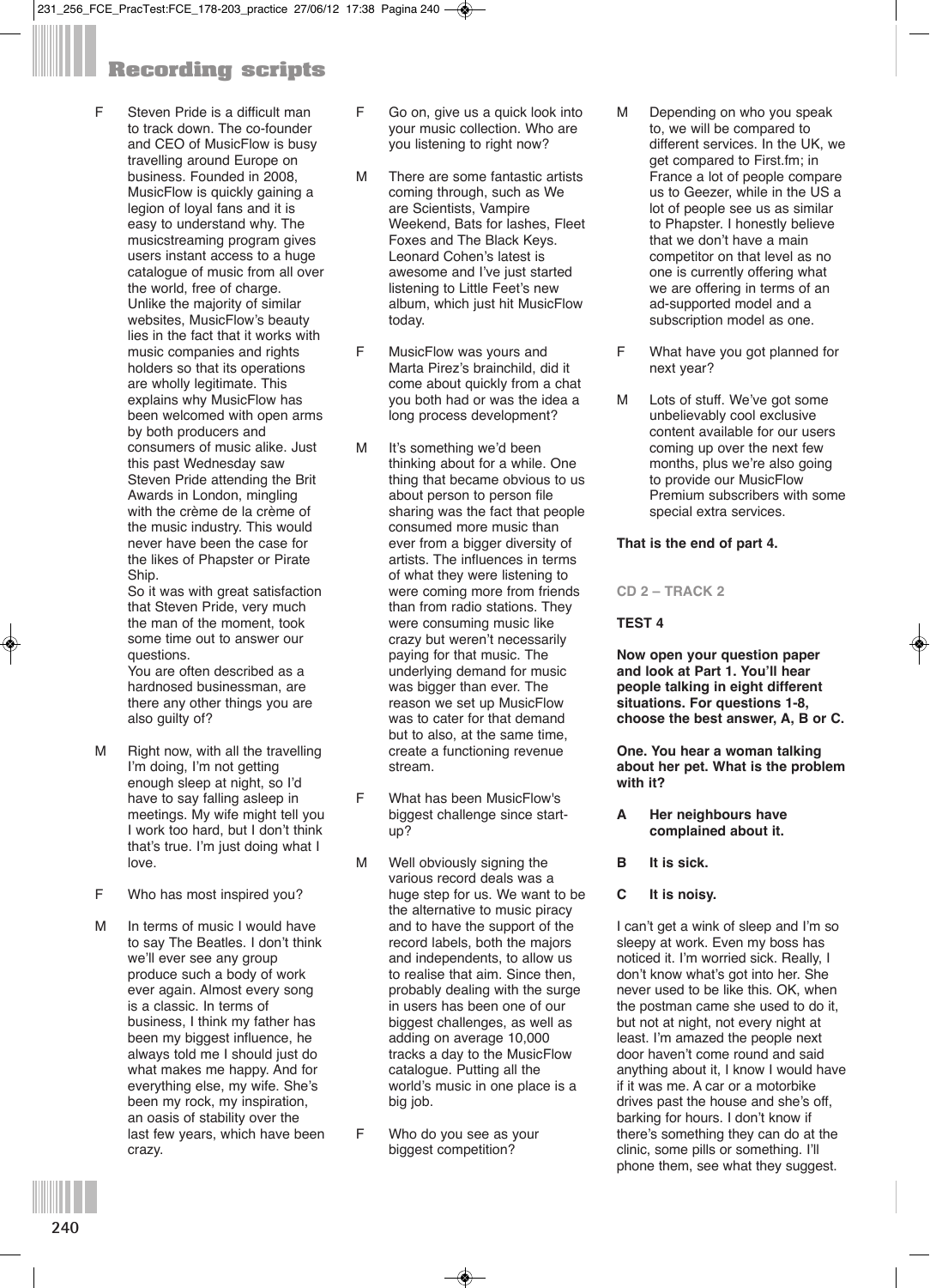## Recording scripts

F Steven Pride is a difficult man to track down. The co-founder and CEO of MusicFlow is busy travelling around Europe on business. Founded in 2008, MusicFlow is quickly gaining a legion of loyal fans and it is easy to understand why. The musicstreaming program gives users instant access to a huge catalogue of music from all over the world, free of charge. Unlike the majority of similar websites, MusicFlow's beauty lies in the fact that it works with music companies and rights holders so that its operations are wholly legitimate. This explains why MusicFlow has been welcomed with open arms by both producers and consumers of music alike. Just this past Wednesday saw Steven Pride attending the Brit Awards in London, mingling with the crème de la crème of the music industry. This would never have been the case for the likes of Phapster or Pirate Ship.
So it was with great satisfaction that Steven Pride, very much the man of the moment, took some time out to answer our questions.
You are often described as a hardnosed businessman, are there any other things you are also guilty of?

M Right now, with all the travelling I'm doing, I'm not getting enough sleep at night, so I'd have to say falling asleep in meetings. My wife might tell you I work too hard, but I don't think that's true. I'm just doing what I love.

F Who has most inspired you?

M In terms of music I would have to say The Beatles. I don't think we'll ever see any group produce such a body of work ever again. Almost every song is a classic. In terms of business, I think my father has been my biggest influence, he always told me I should just do what makes me happy. And for everything else, my wife. She's been my rock, my inspiration, an oasis of stability over the last few years, which have been crazy.

F Go on, give us a quick look into your music collection. Who are you listening to right now?

M There are some fantastic artists coming through, such as We are Scientists, Vampire Weekend, Bats for lashes, Fleet Foxes and The Black Keys. Leonard Cohen's latest is awesome and I've just started listening to Little Feet's new album, which just hit MusicFlow today.

F MusicFlow was yours and Marta Pirez's brainchild, did it come about quickly from a chat you both had or was the idea a long process development?

M It's something we'd been thinking about for a while. One thing that became obvious to us about person to person file sharing was the fact that people consumed more music than ever from a bigger diversity of artists. The influences in terms of what they were listening to were coming more from friends than from radio stations. They were consuming music like crazy but weren't necessarily paying for that music. The underlying demand for music was bigger than ever. The reason we set up MusicFlow was to cater for that demand but to also, at the same time, create a functioning revenue stream.

F What has been MusicFlow's biggest challenge since start-up?

M Well obviously signing the various record deals was a huge step for us. We want to be the alternative to music piracy and to have the support of the record labels, both the majors and independents, to allow us to realise that aim. Since then, probably dealing with the surge in users has been one of our biggest challenges, as well as adding on average 10,000 tracks a day to the MusicFlow catalogue. Putting all the world's music in one place is a big job.

F Who do you see as your biggest competition?

M Depending on who you speak to, we will be compared to different services. In the UK, we get compared to First.fm; in France a lot of people compare us to Geezer, while in the US a lot of people see us as similar to Phapster. I honestly believe that we don't have a main competitor on that level as no one is currently offering what we are offering in terms of an ad-supported model and a subscription model as one.

F What have you got planned for next year?

M Lots of stuff. We've got some unbelievably cool exclusive content available for our users coming up over the next few months, plus we're also going to provide our MusicFlow Premium subscribers with some special extra services.

**That is the end of part 4.**

**CD 2 – TRACK 2**

**TEST 4**

**Now open your question paper and look at Part 1. You'll hear people talking in eight different situations. For questions 1-8, choose the best answer, A, B or C.**

**One. You hear a woman talking about her pet. What is the problem with it?**

**A Her neighbours have complained about it.**

**B It is sick.**

**C It is noisy.**

I can't get a wink of sleep and I'm so sleepy at work. Even my boss has noticed it. I'm worried sick. Really, I don't know what's got into her. She never used to be like this. OK, when the postman came she used to do it, but not at night, not every night at least. I'm amazed the people next door haven't come round and said anything about it, I know I would have if it was me. A car or a motorbike drives past the house and she's off, barking for hours. I don't know if there's something they can do at the clinic, some pills or something. I'll phone them, see what they suggest.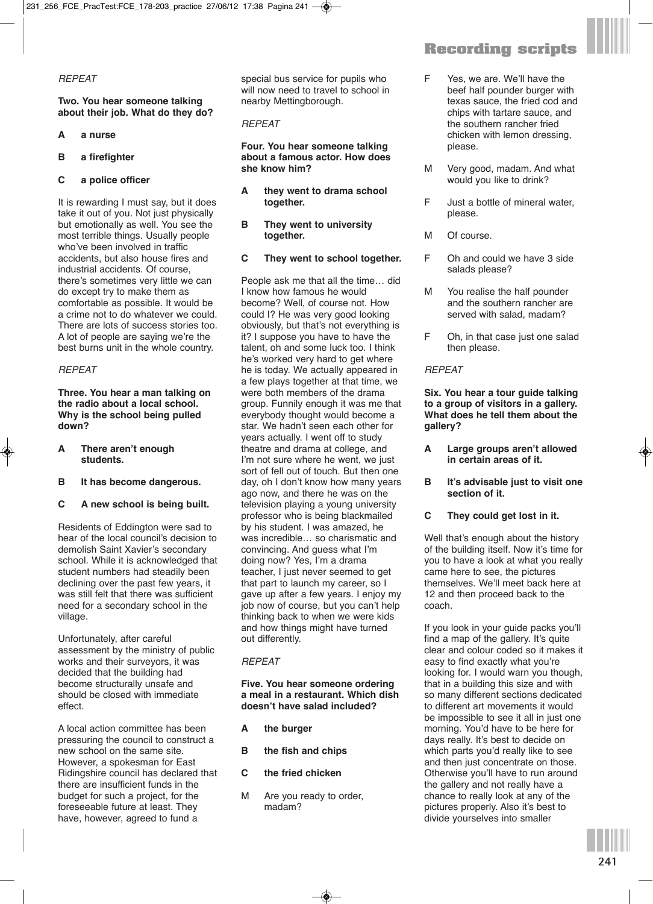*REPEAT*

**Two. You hear someone talking about their job. What do they do?**

**A a nurse**

**B a firefighter**

**C a police officer**

It is rewarding I must say, but it does take it out of you. Not just physically but emotionally as well. You see the most terrible things. Usually people who've been involved in traffic accidents, but also house fires and industrial accidents. Of course, there's sometimes very little we can do except try to make them as comfortable as possible. It would be a crime not to do whatever we could. There are lots of success stories too. A lot of people are saying we're the best burns unit in the whole country.

*REPEAT*

**Three. You hear a man talking on the radio about a local school. Why is the school being pulled down?**

**A There aren't enough students.**

**B It has become dangerous.**

**C A new school is being built.**

Residents of Eddington were sad to hear of the local council's decision to demolish Saint Xavier's secondary school. While it is acknowledged that student numbers had steadily been declining over the past few years, it was still felt that there was sufficient need for a secondary school in the village.

Unfortunately, after careful assessment by the ministry of public works and their surveyors, it was decided that the building had become structurally unsafe and should be closed with immediate effect.

A local action committee has been pressuring the council to construct a new school on the same site. However, a spokesman for East Ridingshire council has declared that there are insufficient funds in the budget for such a project, for the foreseeable future at least. They have, however, agreed to fund a special bus service for pupils who will now need to travel to school in nearby Mettingborough.

*REPEAT*

**Four. You hear someone talking about a famous actor. How does she know him?**

**A they went to drama school together.**

**B They went to university together.**

**C They went to school together.**

People ask me that all the time… did I know how famous he would become? Well, of course not. How could I? He was very good looking obviously, but that's not everything is it? I suppose you have to have the talent, oh and some luck too. I think he's worked very hard to get where he is today. We actually appeared in a few plays together at that time, we were both members of the drama group. Funnily enough it was me that everybody thought would become a star. We hadn't seen each other for years actually. I went off to study theatre and drama at college, and I'm not sure where he went, we just sort of fell out of touch. But then one day, oh I don't know how many years ago now, and there he was on the television playing a young university professor who is being blackmailed by his student. I was amazed, he was incredible… so charismatic and convincing. And guess what I'm doing now? Yes, I'm a drama teacher, I just never seemed to get that part to launch my career, so I gave up after a few years. I enjoy my job now of course, but you can't help thinking back to when we were kids and how things might have turned out differently.

*REPEAT*

**Five. You hear someone ordering a meal in a restaurant. Which dish doesn't have salad included?**

**A the burger**

**B the fish and chips**

**C the fried chicken**

M Are you ready to order, madam?

F Yes, we are. We'll have the beef half pounder burger with texas sauce, the fried cod and chips with tartare sauce, and the southern rancher fried chicken with lemon dressing, please.

M Very good, madam. And what would you like to drink?

F Just a bottle of mineral water, please.

M Of course.

F Oh and could we have 3 side salads please?

M You realise the half pounder and the southern rancher are served with salad, madam?

F Oh, in that case just one salad then please.

*REPEAT*

**Six. You hear a tour guide talking to a group of visitors in a gallery. What does he tell them about the gallery?**

**A Large groups aren't allowed in certain areas of it.**

**B It's advisable just to visit one section of it.**

**C They could get lost in it.**

Well that's enough about the history of the building itself. Now it's time for you to have a look at what you really came here to see, the pictures themselves. We'll meet back here at 12 and then proceed back to the coach.

If you look in your guide packs you'll find a map of the gallery. It's quite clear and colour coded so it makes it easy to find exactly what you're looking for. I would warn you though, that in a building this size and with so many different sections dedicated to different art movements it would be impossible to see it all in just one morning. You'd have to be here for days really. It's best to decide on which parts you'd really like to see and then just concentrate on those. Otherwise you'll have to run around the gallery and not really have a chance to really look at any of the pictures properly. Also it's best to divide yourselves into smaller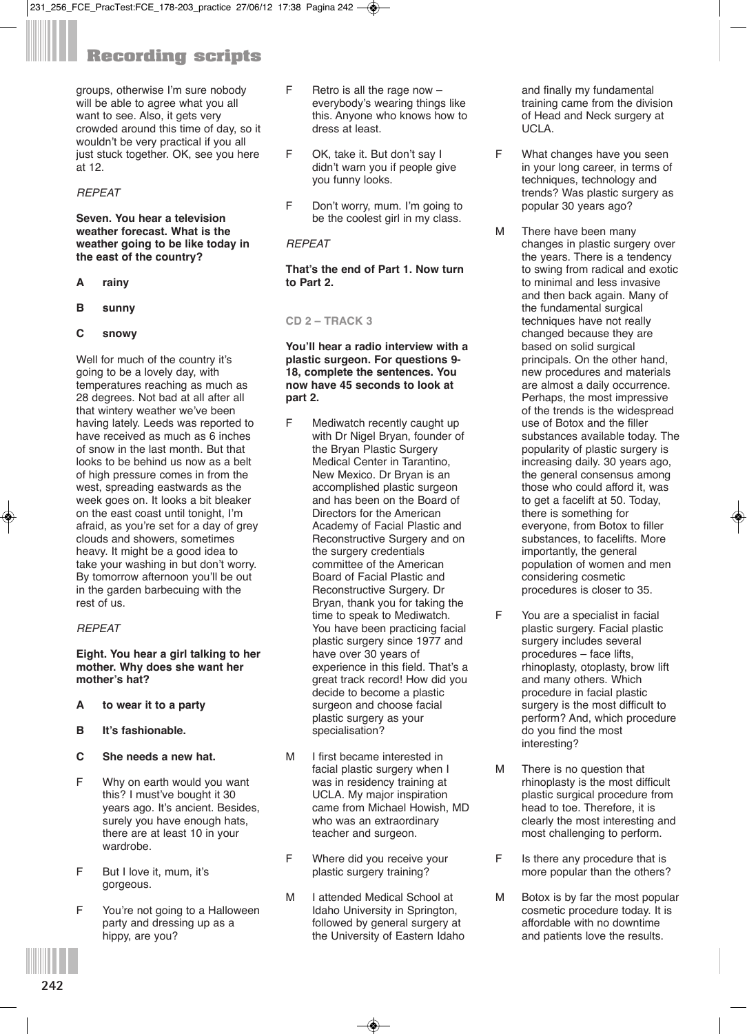groups, otherwise I'm sure nobody will be able to agree what you all want to see. Also, it gets very crowded around this time of day, so it wouldn't be very practical if you all just stuck together. OK, see you here at 12.

*REPEAT*

**Seven. You hear a television weather forecast. What is the weather going to be like today in the east of the country?**

**A** **rainy**

**B** **sunny**

**C** **snowy**

Well for much of the country it's going to be a lovely day, with temperatures reaching as much as 28 degrees. Not bad at all after all that wintery weather we've been having lately. Leeds was reported to have received as much as 6 inches of snow in the last month. But that looks to be behind us now as a belt of high pressure comes in from the west, spreading eastwards as the week goes on. It looks a bit bleaker on the east coast until tonight, I'm afraid, as you're set for a day of grey clouds and showers, sometimes heavy. It might be a good idea to take your washing in but don't worry. By tomorrow afternoon you'll be out in the garden barbecuing with the rest of us.

*REPEAT*

**Eight. You hear a girl talking to her mother. Why does she want her mother's hat?**

**A** **to wear it to a party**

**B** **It's fashionable.**

**C** **She needs a new hat.**

F Why on earth would you want this? I must've bought it 30 years ago. It's ancient. Besides, surely you have enough hats, there are at least 10 in your wardrobe.

F But I love it, mum, it's gorgeous.

F You're not going to a Halloween party and dressing up as a hippy, are you?

F Retro is all the rage now – everybody's wearing things like this. Anyone who knows how to dress at least.

F OK, take it. But don't say I didn't warn you if people give you funny looks.

F Don't worry, mum. I'm going to be the coolest girl in my class.

*REPEAT*

**That's the end of Part 1. Now turn to Part 2.**

## CD 2 – TRACK 3

**You'll hear a radio interview with a plastic surgeon. For questions 9-18, complete the sentences. You now have 45 seconds to look at part 2.**

F Mediwatch recently caught up with Dr Nigel Bryan, founder of the Bryan Plastic Surgery Medical Center in Tarantino, New Mexico. Dr Bryan is an accomplished plastic surgeon and has been on the Board of Directors for the American Academy of Facial Plastic and Reconstructive Surgery and on the surgery credentials committee of the American Board of Facial Plastic and Reconstructive Surgery. Dr Bryan, thank you for taking the time to speak to Mediwatch. You have been practicing facial plastic surgery since 1977 and have over 30 years of experience in this field. That's a great track record! How did you decide to become a plastic surgeon and choose facial plastic surgery as your specialisation?

M I first became interested in facial plastic surgery when I was in residency training at UCLA. My major inspiration came from Michael Howish, MD who was an extraordinary teacher and surgeon.

F Where did you receive your plastic surgery training?

M I attended Medical School at Idaho University in Springton, followed by general surgery at the University of Eastern Idaho and finally my fundamental training came from the division of Head and Neck surgery at UCLA.

F What changes have you seen in your long career, in terms of techniques, technology and trends? Was plastic surgery as popular 30 years ago?

M There have been many changes in plastic surgery over the years. There is a tendency to swing from radical and exotic to minimal and less invasive and then back again. Many of the fundamental surgical techniques have not really changed because they are based on solid surgical principals. On the other hand, new procedures and materials are almost a daily occurrence. Perhaps, the most impressive of the trends is the widespread use of Botox and the filler substances available today. The popularity of plastic surgery is increasing daily. 30 years ago, the general consensus among those who could afford it, was to get a facelift at 50. Today, there is something for everyone, from Botox to filler substances, to facelifts. More importantly, the general population of women and men considering cosmetic procedures is closer to 35.

F You are a specialist in facial plastic surgery. Facial plastic surgery includes several procedures – face lifts, rhinoplasty, otoplasty, brow lift and many others. Which procedure in facial plastic surgery is the most difficult to perform? And, which procedure do you find the most interesting?

M There is no question that rhinoplasty is the most difficult plastic surgical procedure from head to toe. Therefore, it is clearly the most interesting and most challenging to perform.

F Is there any procedure that is more popular than the others?

M Botox is by far the most popular cosmetic procedure today. It is affordable with no downtime and patients love the results.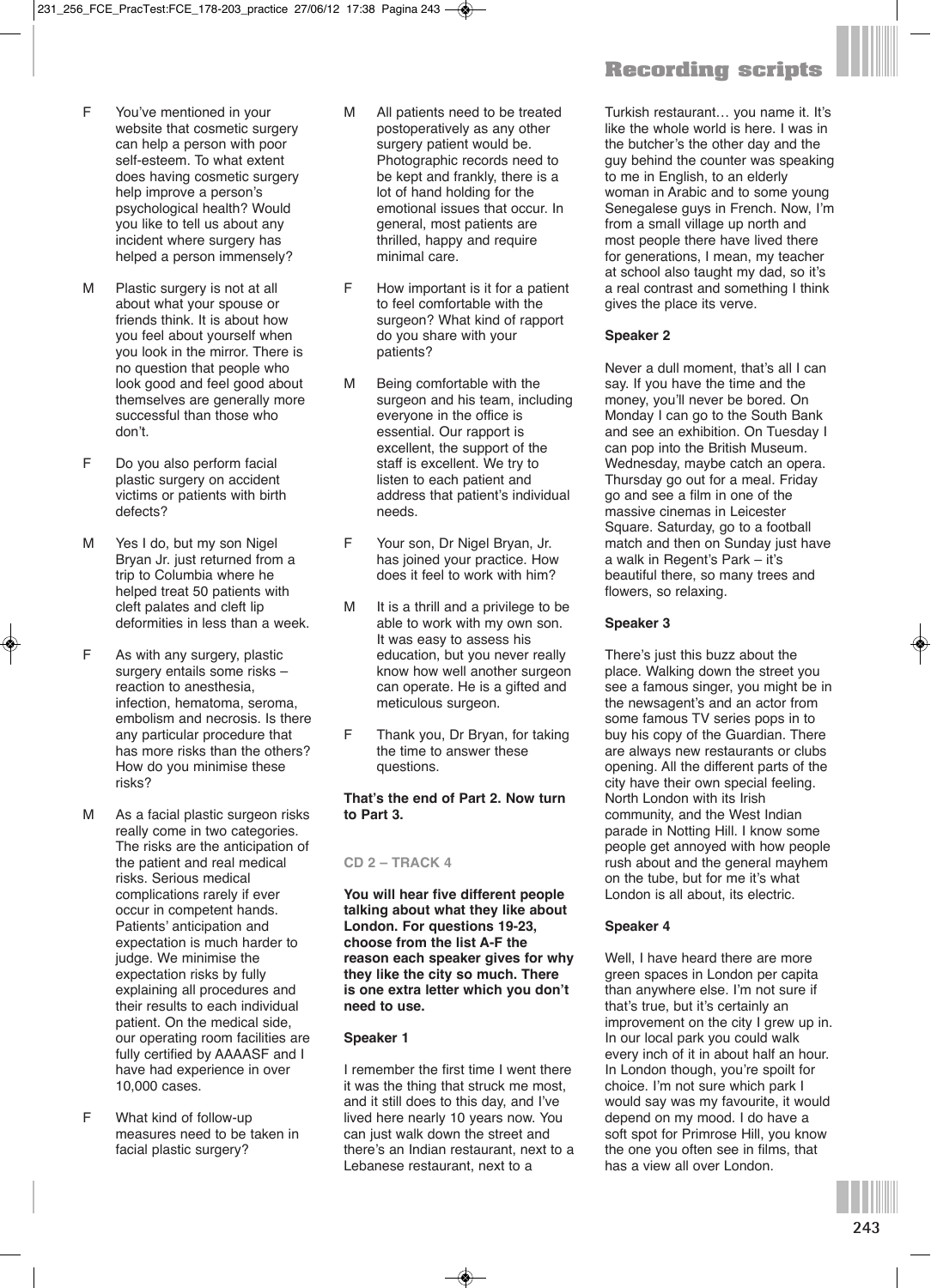F You've mentioned in your website that cosmetic surgery can help a person with poor self-esteem. To what extent does having cosmetic surgery help improve a person's psychological health? Would you like to tell us about any incident where surgery has helped a person immensely?

M Plastic surgery is not at all about what your spouse or friends think. It is about how you feel about yourself when you look in the mirror. There is no question that people who look good and feel good about themselves are generally more successful than those who don't.

F Do you also perform facial plastic surgery on accident victims or patients with birth defects?

M Yes I do, but my son Nigel Bryan Jr. just returned from a trip to Columbia where he helped treat 50 patients with cleft palates and cleft lip deformities in less than a week.

F As with any surgery, plastic surgery entails some risks – reaction to anesthesia, infection, hematoma, seroma, embolism and necrosis. Is there any particular procedure that has more risks than the others? How do you minimise these risks?

M As a facial plastic surgeon risks really come in two categories. The risks are the anticipation of the patient and real medical risks. Serious medical complications rarely if ever occur in competent hands. Patients' anticipation and expectation is much harder to judge. We minimise the expectation risks by fully explaining all procedures and their results to each individual patient. On the medical side, our operating room facilities are fully certified by AAAASF and I have had experience in over 10,000 cases.

F What kind of follow-up measures need to be taken in facial plastic surgery?

M All patients need to be treated postoperatively as any other surgery patient would be. Photographic records need to be kept and frankly, there is a lot of hand holding for the emotional issues that occur. In general, most patients are thrilled, happy and require minimal care.

F How important is it for a patient to feel comfortable with the surgeon? What kind of rapport do you share with your patients?

M Being comfortable with the surgeon and his team, including everyone in the office is essential. Our rapport is excellent, the support of the staff is excellent. We try to listen to each patient and address that patient's individual needs.

F Your son, Dr Nigel Bryan, Jr. has joined your practice. How does it feel to work with him?

M It is a thrill and a privilege to be able to work with my own son. It was easy to assess his education, but you never really know how well another surgeon can operate. He is a gifted and meticulous surgeon.

F Thank you, Dr Bryan, for taking the time to answer these questions.

**That's the end of Part 2. Now turn to Part 3.**

**CD 2 – TRACK 4**

**You will hear five different people talking about what they like about London. For questions 19-23, choose from the list A-F the reason each speaker gives for why they like the city so much. There is one extra letter which you don't need to use.**

**Speaker 1**

I remember the first time I went there it was the thing that struck me most, and it still does to this day, and I've lived here nearly 10 years now. You can just walk down the street and there's an Indian restaurant, next to a Lebanese restaurant, next to a Turkish restaurant… you name it. It's like the whole world is here. I was in the butcher's the other day and the guy behind the counter was speaking to me in English, to an elderly woman in Arabic and to some young Senegalese guys in French. Now, I'm from a small village up north and most people there have lived there for generations, I mean, my teacher at school also taught my dad, so it's a real contrast and something I think gives the place its verve.

**Speaker 2**

Never a dull moment, that's all I can say. If you have the time and the money, you'll never be bored. On Monday I can go to the South Bank and see an exhibition. On Tuesday I can pop into the British Museum. Wednesday, maybe catch an opera. Thursday go out for a meal. Friday go and see a film in one of the massive cinemas in Leicester Square. Saturday, go to a football match and then on Sunday just have a walk in Regent's Park – it's beautiful there, so many trees and flowers, so relaxing.

**Speaker 3**

There's just this buzz about the place. Walking down the street you see a famous singer, you might be in the newsagent's and an actor from some famous TV series pops in to buy his copy of the Guardian. There are always new restaurants or clubs opening. All the different parts of the city have their own special feeling. North London with its Irish community, and the West Indian parade in Notting Hill. I know some people get annoyed with how people rush about and the general mayhem on the tube, but for me it's what London is all about, its electric.

**Speaker 4**

Well, I have heard there are more green spaces in London per capita than anywhere else. I'm not sure if that's true, but it's certainly an improvement on the city I grew up in. In our local park you could walk every inch of it in about half an hour. In London though, you're spoilt for choice. I'm not sure which park I would say was my favourite, it would depend on my mood. I do have a soft spot for Primrose Hill, you know the one you often see in films, that has a view all over London.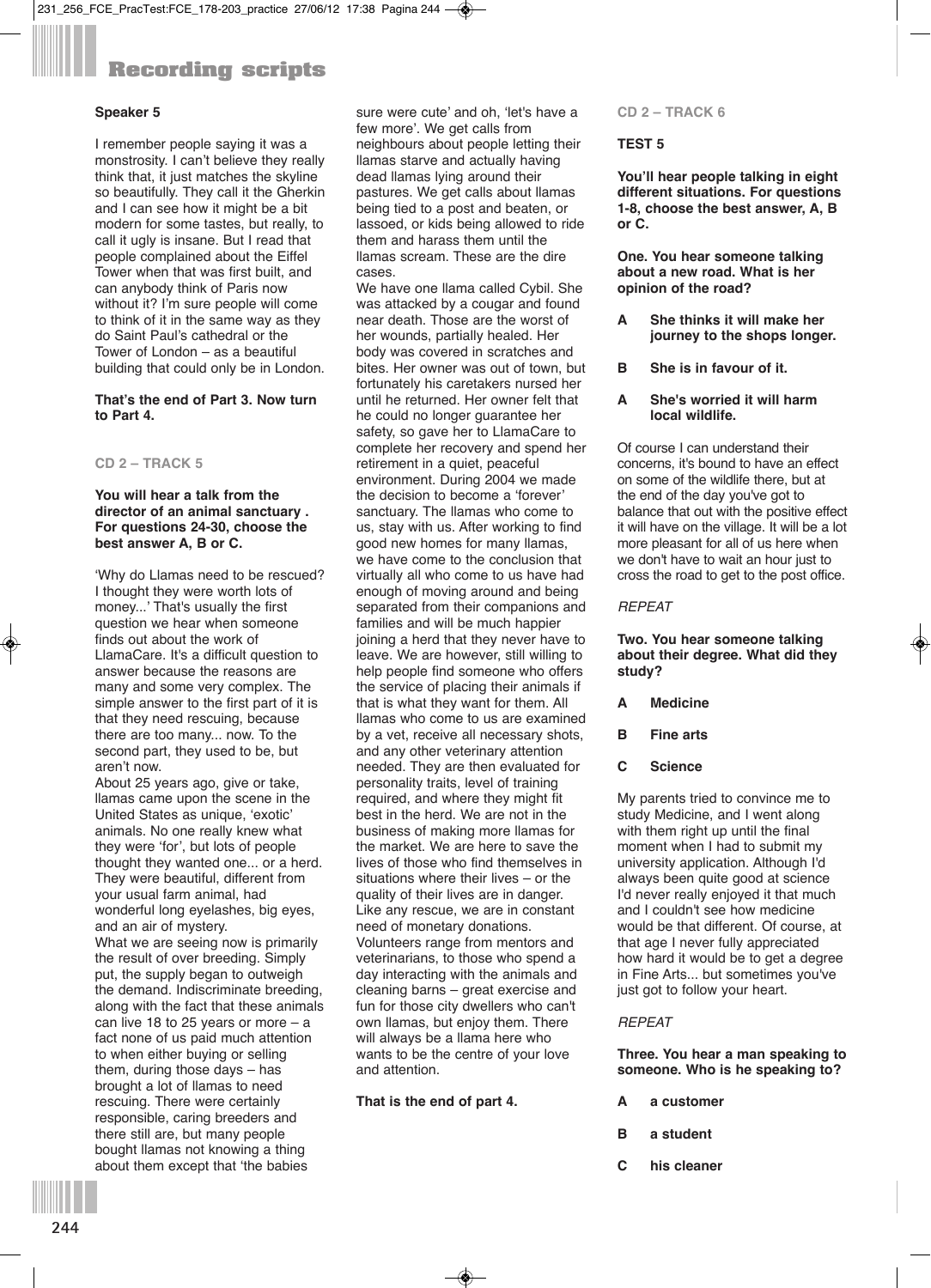## Recording scripts

**Speaker 5**

I remember people saying it was a monstrosity. I can't believe they really think that, it just matches the skyline so beautifully. They call it the Gherkin and I can see how it might be a bit modern for some tastes, but really, to call it ugly is insane. But I read that people complained about the Eiffel Tower when that was first built, and can anybody think of Paris now without it? I'm sure people will come to think of it in the same way as they do Saint Paul's cathedral or the Tower of London – as a beautiful building that could only be in London.

**That's the end of Part 3. Now turn to Part 4.**

### CD 2 – TRACK 5

**You will hear a talk from the director of an animal sanctuary . For questions 24-30, choose the best answer A, B or C.**

'Why do Llamas need to be rescued? I thought they were worth lots of money...' That's usually the first question we hear when someone finds out about the work of LlamaCare. It's a difficult question to answer because the reasons are many and some very complex. The simple answer to the first part of it is that they need rescuing, because there are too many... now. To the second part, they used to be, but aren't now.

About 25 years ago, give or take, llamas came upon the scene in the United States as unique, 'exotic' animals. No one really knew what they were 'for', but lots of people thought they wanted one... or a herd. They were beautiful, different from your usual farm animal, had wonderful long eyelashes, big eyes, and an air of mystery.

What we are seeing now is primarily the result of over breeding. Simply put, the supply began to outweigh the demand. Indiscriminate breeding, along with the fact that these animals can live 18 to 25 years or more – a fact none of us paid much attention to when either buying or selling them, during those days – has brought a lot of llamas to need rescuing. There were certainly responsible, caring breeders and there still are, but many people bought llamas not knowing a thing about them except that 'the babies sure were cute' and oh, 'let's have a few more'. We get calls from neighbours about people letting their llamas starve and actually having dead llamas lying around their pastures. We get calls about llamas being tied to a post and beaten, or lassoed, or kids being allowed to ride them and harass them until the llamas scream. These are the dire cases.

We have one llama called Cybil. She was attacked by a cougar and found near death. Those are the worst of her wounds, partially healed. Her body was covered in scratches and bites. Her owner was out of town, but fortunately his caretakers nursed her until he returned. Her owner felt that he could no longer guarantee her safety, so gave her to LlamaCare to complete her recovery and spend her retirement in a quiet, peaceful environment. During 2004 we made the decision to become a 'forever' sanctuary. The llamas who come to us, stay with us. After working to find good new homes for many llamas, we have come to the conclusion that virtually all who come to us have had enough of moving around and being separated from their companions and families and will be much happier joining a herd that they never have to leave. We are however, still willing to help people find someone who offers the service of placing their animals if that is what they want for them. All llamas who come to us are examined by a vet, receive all necessary shots, and any other veterinary attention needed. They are then evaluated for personality traits, level of training required, and where they might fit best in the herd. We are not in the business of making more llamas for the market. We are here to save the lives of those who find themselves in situations where their lives – or the quality of their lives are in danger. Like any rescue, we are in constant need of monetary donations. Volunteers range from mentors and veterinarians, to those who spend a day interacting with the animals and cleaning barns – great exercise and fun for those city dwellers who can't own llamas, but enjoy them. There will always be a llama here who wants to be the centre of your love and attention.

**That is the end of part 4.**

### CD 2 – TRACK 6

**TEST 5**

**You'll hear people talking in eight different situations. For questions 1-8, choose the best answer, A, B or C.**

**One. You hear someone talking about a new road. What is her opinion of the road?**

**A** **She thinks it will make her journey to the shops longer.**

**B** **She is in favour of it.**

**A** **She's worried it will harm local wildlife.**

Of course I can understand their concerns, it's bound to have an effect on some of the wildlife there, but at the end of the day you've got to balance that out with the positive effect it will have on the village. It will be a lot more pleasant for all of us here when we don't have to wait an hour just to cross the road to get to the post office.

*REPEAT*

**Two. You hear someone talking about their degree. What did they study?**

**A** **Medicine**

**B** **Fine arts**

**C** **Science**

My parents tried to convince me to study Medicine, and I went along with them right up until the final moment when I had to submit my university application. Although I'd always been quite good at science I'd never really enjoyed it that much and I couldn't see how medicine would be that different. Of course, at that age I never fully appreciated how hard it would be to get a degree in Fine Arts... but sometimes you've just got to follow your heart.

*REPEAT*

**Three. You hear a man speaking to someone. Who is he speaking to?**

**A** **a customer**

**B** **a student**

**C** **his cleaner**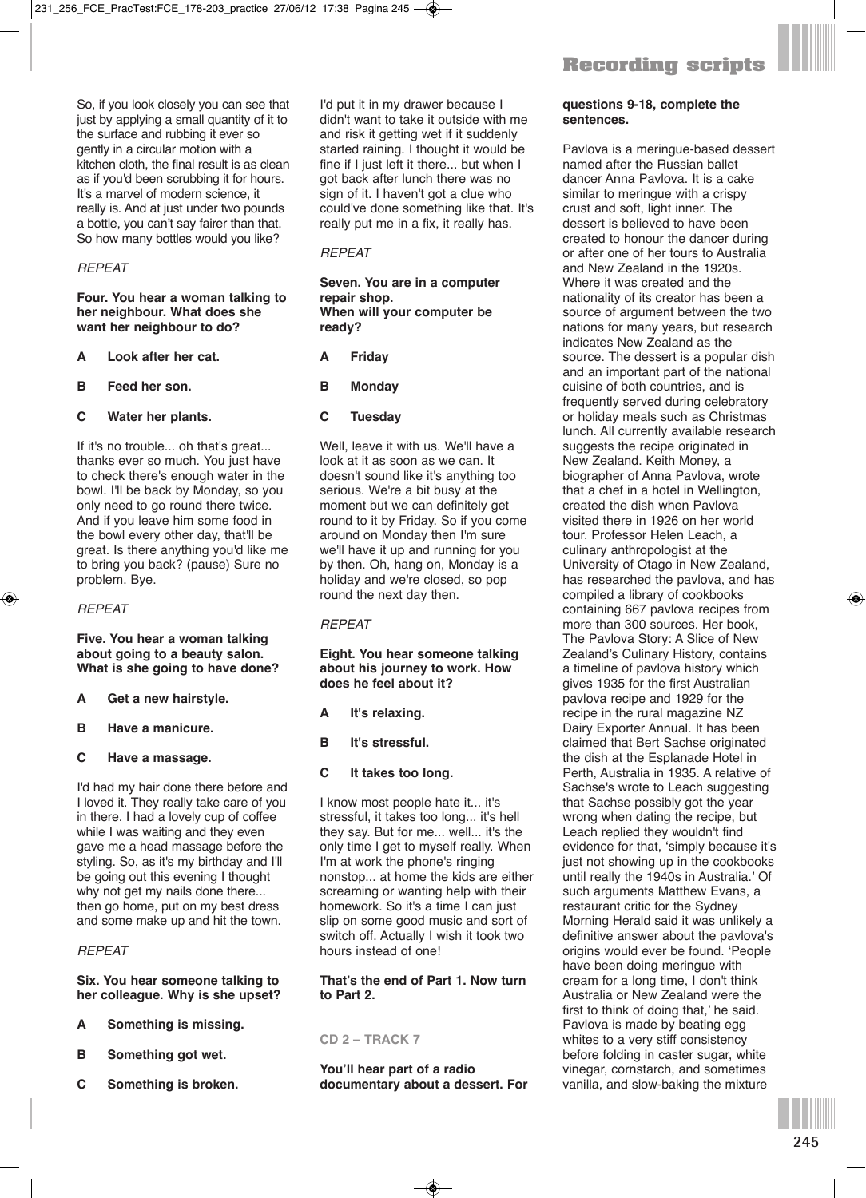So, if you look closely you can see that just by applying a small quantity of it to the surface and rubbing it ever so gently in a circular motion with a kitchen cloth, the final result is as clean as if you'd been scrubbing it for hours. It's a marvel of modern science, it really is. And at just under two pounds a bottle, you can't say fairer than that. So how many bottles would you like?

*REPEAT*

**Four. You hear a woman talking to her neighbour. What does she want her neighbour to do?**

**A Look after her cat.**

**B Feed her son.**

**C Water her plants.**

If it's no trouble... oh that's great... thanks ever so much. You just have to check there's enough water in the bowl. I'll be back by Monday, so you only need to go round there twice. And if you leave him some food in the bowl every other day, that'll be great. Is there anything you'd like me to bring you back? (pause) Sure no problem. Bye.

*REPEAT*

**Five. You hear a woman talking about going to a beauty salon. What is she going to have done?**

**A Get a new hairstyle.**

**B Have a manicure.**

**C Have a massage.**

I'd had my hair done there before and I loved it. They really take care of you in there. I had a lovely cup of coffee while I was waiting and they even gave me a head massage before the styling. So, as it's my birthday and I'll be going out this evening I thought why not get my nails done there... then go home, put on my best dress and some make up and hit the town.

*REPEAT*

**Six. You hear someone talking to her colleague. Why is she upset?**

**A Something is missing.**

**B Something got wet.**

**C Something is broken.**

I'd put it in my drawer because I didn't want to take it outside with me and risk it getting wet if it suddenly started raining. I thought it would be fine if I just left it there... but when I got back after lunch there was no sign of it. I haven't got a clue who could've done something like that. It's really put me in a fix, it really has.

*REPEAT*

**Seven. You are in a computer repair shop.**
**When will your computer be ready?**

**A Friday**

**B Monday**

**C Tuesday**

Well, leave it with us. We'll have a look at it as soon as we can. It doesn't sound like it's anything too serious. We're a bit busy at the moment but we can definitely get round to it by Friday. So if you come around on Monday then I'm sure we'll have it up and running for you by then. Oh, hang on, Monday is a holiday and we're closed, so pop round the next day then.

*REPEAT*

**Eight. You hear someone talking about his journey to work. How does he feel about it?**

**A It's relaxing.**

**B It's stressful.**

**C It takes too long.**

I know most people hate it... it's stressful, it takes too long... it's hell they say. But for me... well... it's the only time I get to myself really. When I'm at work the phone's ringing nonstop... at home the kids are either screaming or wanting help with their homework. So it's a time I can just slip on some good music and sort of switch off. Actually I wish it took two hours instead of one!

**That's the end of Part 1. Now turn to Part 2.**

## CD 2 – TRACK 7

**You'll hear part of a radio documentary about a dessert. For questions 9-18, complete the sentences.**

Pavlova is a meringue-based dessert named after the Russian ballet dancer Anna Pavlova. It is a cake similar to meringue with a crispy crust and soft, light inner. The dessert is believed to have been created to honour the dancer during or after one of her tours to Australia and New Zealand in the 1920s. Where it was created and the nationality of its creator has been a source of argument between the two nations for many years, but research indicates New Zealand as the source. The dessert is a popular dish and an important part of the national cuisine of both countries, and is frequently served during celebratory or holiday meals such as Christmas lunch. All currently available research suggests the recipe originated in New Zealand. Keith Money, a biographer of Anna Pavlova, wrote that a chef in a hotel in Wellington, created the dish when Pavlova visited there in 1926 on her world tour. Professor Helen Leach, a culinary anthropologist at the University of Otago in New Zealand, has researched the pavlova, and has compiled a library of cookbooks containing 667 pavlova recipes from more than 300 sources. Her book, The Pavlova Story: A Slice of New Zealand's Culinary History, contains a timeline of pavlova history which gives 1935 for the first Australian pavlova recipe and 1929 for the recipe in the rural magazine NZ Dairy Exporter Annual. It has been claimed that Bert Sachse originated the dish at the Esplanade Hotel in Perth, Australia in 1935. A relative of Sachse's wrote to Leach suggesting that Sachse possibly got the year wrong when dating the recipe, but Leach replied they wouldn't find evidence for that, 'simply because it's just not showing up in the cookbooks until really the 1940s in Australia.' Of such arguments Matthew Evans, a restaurant critic for the Sydney Morning Herald said it was unlikely a definitive answer about the pavlova's origins would ever be found. 'People have been doing meringue with cream for a long time, I don't think Australia or New Zealand were the first to think of doing that,' he said. Pavlova is made by beating egg whites to a very stiff consistency before folding in caster sugar, white vinegar, cornstarch, and sometimes vanilla, and slow-baking the mixture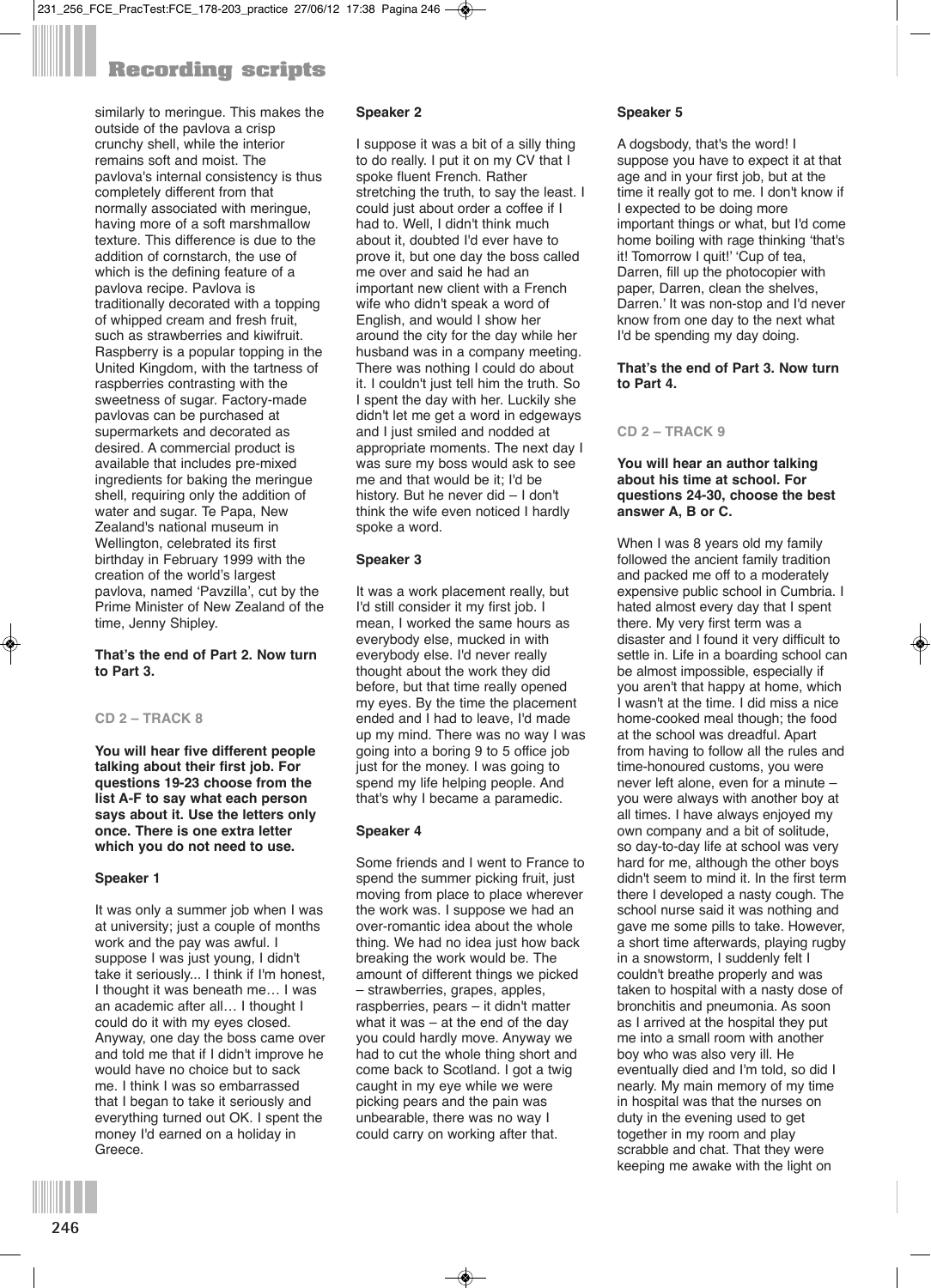similarly to meringue. This makes the outside of the pavlova a crisp crunchy shell, while the interior remains soft and moist. The pavlova's internal consistency is thus completely different from that normally associated with meringue, having more of a soft marshmallow texture. This difference is due to the addition of cornstarch, the use of which is the defining feature of a pavlova recipe. Pavlova is traditionally decorated with a topping of whipped cream and fresh fruit, such as strawberries and kiwifruit. Raspberry is a popular topping in the United Kingdom, with the tartness of raspberries contrasting with the sweetness of sugar. Factory-made pavlovas can be purchased at supermarkets and decorated as desired. A commercial product is available that includes pre-mixed ingredients for baking the meringue shell, requiring only the addition of water and sugar. Te Papa, New Zealand's national museum in Wellington, celebrated its first birthday in February 1999 with the creation of the world's largest pavlova, named 'Pavzilla', cut by the Prime Minister of New Zealand of the time, Jenny Shipley.

**That's the end of Part 2. Now turn to Part 3.**

## CD 2 – TRACK 8

**You will hear five different people talking about their first job. For questions 19-23 choose from the list A-F to say what each person says about it. Use the letters only once. There is one extra letter which you do not need to use.**

**Speaker 1**

It was only a summer job when I was at university; just a couple of months work and the pay was awful. I suppose I was just young, I didn't take it seriously... I think if I'm honest, I thought it was beneath me… I was an academic after all… I thought I could do it with my eyes closed. Anyway, one day the boss came over and told me that if I didn't improve he would have no choice but to sack me. I think I was so embarrassed that I began to take it seriously and everything turned out OK. I spent the money I'd earned on a holiday in Greece.

**Speaker 2**

I suppose it was a bit of a silly thing to do really. I put it on my CV that I spoke fluent French. Rather stretching the truth, to say the least. I could just about order a coffee if I had to. Well, I didn't think much about it, doubted I'd ever have to prove it, but one day the boss called me over and said he had an important new client with a French wife who didn't speak a word of English, and would I show her around the city for the day while her husband was in a company meeting. There was nothing I could do about it. I couldn't just tell him the truth. So I spent the day with her. Luckily she didn't let me get a word in edgeways and I just smiled and nodded at appropriate moments. The next day I was sure my boss would ask to see me and that would be it; I'd be history. But he never did – I don't think the wife even noticed I hardly spoke a word.

**Speaker 3**

It was a work placement really, but I'd still consider it my first job. I mean, I worked the same hours as everybody else, mucked in with everybody else. I'd never really thought about the work they did before, but that time really opened my eyes. By the time the placement ended and I had to leave, I'd made up my mind. There was no way I was going into a boring 9 to 5 office job just for the money. I was going to spend my life helping people. And that's why I became a paramedic.

**Speaker 4**

Some friends and I went to France to spend the summer picking fruit, just moving from place to place wherever the work was. I suppose we had an over-romantic idea about the whole thing. We had no idea just how back breaking the work would be. The amount of different things we picked – strawberries, grapes, apples, raspberries, pears – it didn't matter what it was – at the end of the day you could hardly move. Anyway we had to cut the whole thing short and come back to Scotland. I got a twig caught in my eye while we were picking pears and the pain was unbearable, there was no way I could carry on working after that.

**Speaker 5**

A dogsbody, that's the word! I suppose you have to expect it at that age and in your first job, but at the time it really got to me. I don't know if I expected to be doing more important things or what, but I'd come home boiling with rage thinking 'that's it! Tomorrow I quit!' 'Cup of tea, Darren, fill up the photocopier with paper, Darren, clean the shelves, Darren.' It was non-stop and I'd never know from one day to the next what I'd be spending my day doing.

**That's the end of Part 3. Now turn to Part 4.**

## CD 2 – TRACK 9

**You will hear an author talking about his time at school. For questions 24-30, choose the best answer A, B or C.**

When I was 8 years old my family followed the ancient family tradition and packed me off to a moderately expensive public school in Cumbria. I hated almost every day that I spent there. My very first term was a disaster and I found it very difficult to settle in. Life in a boarding school can be almost impossible, especially if you aren't that happy at home, which I wasn't at the time. I did miss a nice home-cooked meal though; the food at the school was dreadful. Apart from having to follow all the rules and time-honoured customs, you were never left alone, even for a minute – you were always with another boy at all times. I have always enjoyed my own company and a bit of solitude, so day-to-day life at school was very hard for me, although the other boys didn't seem to mind it. In the first term there I developed a nasty cough. The school nurse said it was nothing and gave me some pills to take. However, a short time afterwards, playing rugby in a snowstorm, I suddenly felt I couldn't breathe properly and was taken to hospital with a nasty dose of bronchitis and pneumonia. As soon as I arrived at the hospital they put me into a small room with another boy who was also very ill. He eventually died and I'm told, so did I nearly. My main memory of my time in hospital was that the nurses on duty in the evening used to get together in my room and play scrabble and chat. That they were keeping me awake with the light on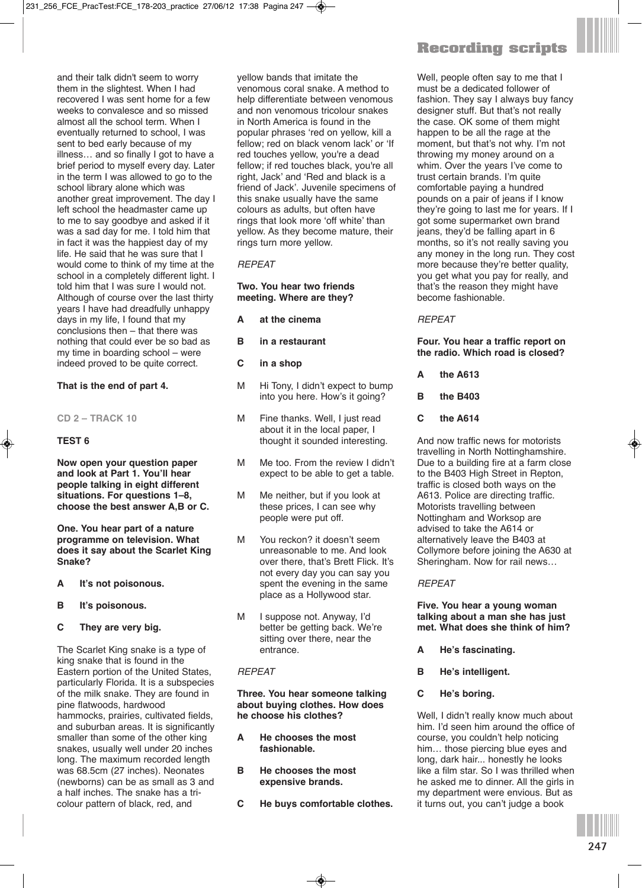and their talk didn't seem to worry them in the slightest. When I had recovered I was sent home for a few weeks to convalesce and so missed almost all the school term. When I eventually returned to school, I was sent to bed early because of my illness… and so finally I got to have a brief period to myself every day. Later in the term I was allowed to go to the school library alone which was another great improvement. The day I left school the headmaster came up to me to say goodbye and asked if it was a sad day for me. I told him that in fact it was the happiest day of my life. He said that he was sure that I would come to think of my time at the school in a completely different light. I told him that I was sure I would not. Although of course over the last thirty years I have had dreadfully unhappy days in my life, I found that my conclusions then – that there was nothing that could ever be so bad as my time in boarding school – were indeed proved to be quite correct.

**That is the end of part 4.**

**CD 2 – TRACK 10**

**TEST 6**

**Now open your question paper and look at Part 1. You'll hear people talking in eight different situations. For questions 1–8, choose the best answer A,B or C.**

**One. You hear part of a nature programme on television. What does it say about the Scarlet King Snake?**

**A It's not poisonous.**

**B It's poisonous.**

**C They are very big.**

The Scarlet King snake is a type of king snake that is found in the Eastern portion of the United States, particularly Florida. It is a subspecies of the milk snake. They are found in pine flatwoods, hardwood hammocks, prairies, cultivated fields, and suburban areas. It is significantly smaller than some of the other king snakes, usually well under 20 inches long. The maximum recorded length was 68.5cm (27 inches). Neonates (newborns) can be as small as 3 and a half inches. The snake has a tri-colour pattern of black, red, and yellow bands that imitate the venomous coral snake. A method to help differentiate between venomous and non venomous tricolour snakes in North America is found in the popular phrases 'red on yellow, kill a fellow; red on black venom lack' or 'If red touches yellow, you're a dead fellow; if red touches black, you're all right, Jack' and 'Red and black is a friend of Jack'. Juvenile specimens of this snake usually have the same colours as adults, but often have rings that look more 'off white' than yellow. As they become mature, their rings turn more yellow.

*REPEAT*

**Two. You hear two friends meeting. Where are they?**

**A at the cinema**

**B in a restaurant**

**C in a shop**

M Hi Tony, I didn't expect to bump into you here. How's it going?

M Fine thanks. Well, I just read about it in the local paper, I thought it sounded interesting.

M Me too. From the review I didn't expect to be able to get a table.

M Me neither, but if you look at these prices, I can see why people were put off.

M You reckon? it doesn't seem unreasonable to me. And look over there, that's Brett Flick. It's not every day you can say you spent the evening in the same place as a Hollywood star.

M I suppose not. Anyway, I'd better be getting back. We're sitting over there, near the entrance.

*REPEAT*

**Three. You hear someone talking about buying clothes. How does he choose his clothes?**

**A He chooses the most fashionable.**

**B He chooses the most expensive brands.**

**C He buys comfortable clothes.**

Well, people often say to me that I must be a dedicated follower of fashion. They say I always buy fancy designer stuff. But that's not really the case. OK some of them might happen to be all the rage at the moment, but that's not why. I'm not throwing my money around on a whim. Over the years I've come to trust certain brands. I'm quite comfortable paying a hundred pounds on a pair of jeans if I know they're going to last me for years. If I got some supermarket own brand jeans, they'd be falling apart in 6 months, so it's not really saving you any money in the long run. They cost more because they're better quality, you get what you pay for really, and that's the reason they might have become fashionable.

*REPEAT*

**Four. You hear a traffic report on the radio. Which road is closed?**

**A the A613**

**B the B403**

**C the A614**

And now traffic news for motorists travelling in North Nottinghamshire. Due to a building fire at a farm close to the B403 High Street in Repton, traffic is closed both ways on the A613. Police are directing traffic. Motorists travelling between Nottingham and Worksop are advised to take the A614 or alternatively leave the B403 at Collymore before joining the A630 at Sheringham. Now for rail news…

*REPEAT*

**Five. You hear a young woman talking about a man she has just met. What does she think of him?**

**A He's fascinating.**

**B He's intelligent.**

**C He's boring.**

Well, I didn't really know much about him. I'd seen him around the office of course, you couldn't help noticing him… those piercing blue eyes and long, dark hair... honestly he looks like a film star. So I was thrilled when he asked me to dinner. All the girls in my department were envious. But as it turns out, you can't judge a book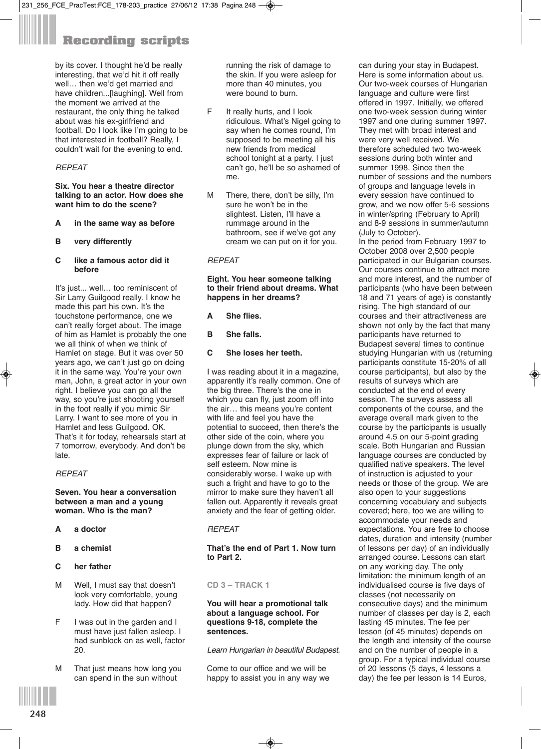by its cover. I thought he'd be really interesting, that we'd hit it off really well… then we'd get married and have children...[laughing]. Well from the moment we arrived at the restaurant, the only thing he talked about was his ex-girlfriend and football. Do I look like I'm going to be that interested in football? Really, I couldn't wait for the evening to end.

*REPEAT*

**Six. You hear a theatre director talking to an actor. How does she want him to do the scene?**

**A in the same way as before**

**B very differently**

**C like a famous actor did it before**

It's just... well… too reminiscent of Sir Larry Guilgood really. I know he made this part his own. It's the touchstone performance, one we can't really forget about. The image of him as Hamlet is probably the one we all think of when we think of Hamlet on stage. But it was over 50 years ago, we can't just go on doing it in the same way. You're your own man, John, a great actor in your own right. I believe you can go all the way, so you're just shooting yourself in the foot really if you mimic Sir Larry. I want to see more of you in Hamlet and less Guilgood. OK. That's it for today, rehearsals start at 7 tomorrow, everybody. And don't be late.

*REPEAT*

**Seven. You hear a conversation between a man and a young woman. Who is the man?**

**A a doctor**

**B a chemist**

**C her father**

M Well, I must say that doesn't look very comfortable, young lady. How did that happen?

F I was out in the garden and I must have just fallen asleep. I had sunblock on as well, factor 20.

M That just means how long you can spend in the sun without running the risk of damage to the skin. If you were asleep for more than 40 minutes, you were bound to burn.

F It really hurts, and I look ridiculous. What's Nigel going to say when he comes round, I'm supposed to be meeting all his new friends from medical school tonight at a party. I just can't go, he'll be so ashamed of me.

M There, there, don't be silly, I'm sure he won't be in the slightest. Listen, I'll have a rummage around in the bathroom, see if we've got any cream we can put on it for you.

*REPEAT*

**Eight. You hear someone talking to their friend about dreams. What happens in her dreams?**

**A She flies.**

**B She falls.**

**C She loses her teeth.**

I was reading about it in a magazine, apparently it's really common. One of the big three. There's the one in which you can fly, just zoom off into the air… this means you're content with life and feel you have the potential to succeed, then there's the other side of the coin, where you plunge down from the sky, which expresses fear of failure or lack of self esteem. Now mine is considerably worse. I wake up with such a fright and have to go to the mirror to make sure they haven't all fallen out. Apparently it reveals great anxiety and the fear of getting older.

*REPEAT*

**That's the end of Part 1. Now turn to Part 2.**

**CD 3 – TRACK 1**

**You will hear a promotional talk about a language school. For questions 9-18, complete the sentences.**

*Learn Hungarian in beautiful Budapest.*

Come to our office and we will be happy to assist you in any way we can during your stay in Budapest. Here is some information about us. Our two-week courses of Hungarian language and culture were first offered in 1997. Initially, we offered one two-week session during winter 1997 and one during summer 1997. They met with broad interest and were very well received. We therefore scheduled two two-week sessions during both winter and summer 1998. Since then the number of sessions and the numbers of groups and language levels in every session have continued to grow, and we now offer 5-6 sessions in winter/spring (February to April) and 8-9 sessions in summer/autumn (July to October).
In the period from February 1997 to October 2008 over 2,500 people participated in our Bulgarian courses. Our courses continue to attract more and more interest, and the number of participants (who have been between 18 and 71 years of age) is constantly rising. The high standard of our courses and their attractiveness are shown not only by the fact that many participants have returned to Budapest several times to continue studying Hungarian with us (returning participants constitute 15-20% of all course participants), but also by the results of surveys which are conducted at the end of every session. The surveys assess all components of the course, and the average overall mark given to the course by the participants is usually around 4.5 on our 5-point grading scale. Both Hungarian and Russian language courses are conducted by qualified native speakers. The level of instruction is adjusted to your needs or those of the group. We are also open to your suggestions concerning vocabulary and subjects covered; here, too we are willing to accommodate your needs and expectations. You are free to choose dates, duration and intensity (number of lessons per day) of an individually arranged course. Lessons can start on any working day. The only limitation: the minimum length of an individualised course is five days of classes (not necessarily on consecutive days) and the minimum number of classes per day is 2, each lasting 45 minutes. The fee per lesson (of 45 minutes) depends on the length and intensity of the course and on the number of people in a group. For a typical individual course of 20 lessons (5 days, 4 lessons a day) the fee per lesson is 14 Euros,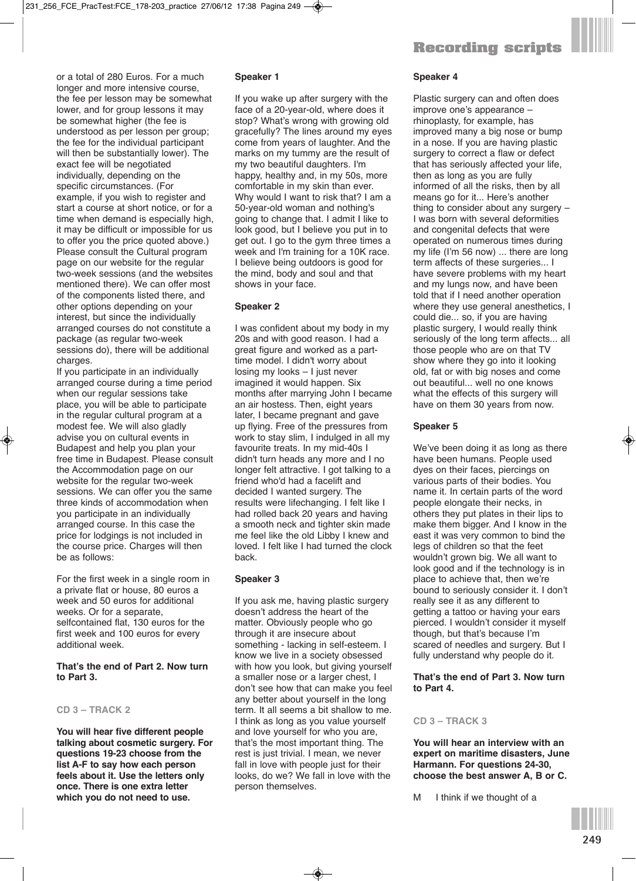or a total of 280 Euros. For a much longer and more intensive course, the fee per lesson may be somewhat lower, and for group lessons it may be somewhat higher (the fee is understood as per lesson per group; the fee for the individual participant will then be substantially lower). The exact fee will be negotiated individually, depending on the specific circumstances. (For example, if you wish to register and start a course at short notice, or for a time when demand is especially high, it may be difficult or impossible for us to offer you the price quoted above.) Please consult the Cultural program page on our website for the regular two-week sessions (and the websites mentioned there). We can offer most of the components listed there, and other options depending on your interest, but since the individually arranged courses do not constitute a package (as regular two-week sessions do), there will be additional charges.

If you participate in an individually arranged course during a time period when our regular sessions take place, you will be able to participate in the regular cultural program at a modest fee. We will also gladly advise you on cultural events in Budapest and help you plan your free time in Budapest. Please consult the Accommodation page on our website for the regular two-week sessions. We can offer you the same three kinds of accommodation when you participate in an individually arranged course. In this case the price for lodgings is not included in the course price. Charges will then be as follows:

For the first week in a single room in a private flat or house, 80 euros a week and 50 euros for additional weeks. Or for a separate, selfcontained flat, 130 euros for the first week and 100 euros for every additional week.

**That's the end of Part 2. Now turn to Part 3.**

**CD 3 – TRACK 2**

**You will hear five different people talking about cosmetic surgery. For questions 19-23 choose from the list A-F to say how each person feels about it. Use the letters only once. There is one extra letter which you do not need to use.**

**Speaker 1**

If you wake up after surgery with the face of a 20-year-old, where does it stop? What's wrong with growing old gracefully? The lines around my eyes come from years of laughter. And the marks on my tummy are the result of my two beautiful daughters. I'm happy, healthy and, in my 50s, more comfortable in my skin than ever. Why would I want to risk that? I am a 50-year-old woman and nothing's going to change that. I admit I like to look good, but I believe you put in to get out. I go to the gym three times a week and I'm training for a 10K race. I believe being outdoors is good for the mind, body and soul and that shows in your face.

**Speaker 2**

I was confident about my body in my 20s and with good reason. I had a great figure and worked as a part-time model. I didn't worry about losing my looks – I just never imagined it would happen. Six months after marrying John I became an air hostess. Then, eight years later, I became pregnant and gave up flying. Free of the pressures from work to stay slim, I indulged in all my favourite treats. In my mid-40s I didn't turn heads any more and I no longer felt attractive. I got talking to a friend who'd had a facelift and decided I wanted surgery. The results were lifechanging. I felt like I had rolled back 20 years and having a smooth neck and tighter skin made me feel like the old Libby I knew and loved. I felt like I had turned the clock back.

**Speaker 3**

If you ask me, having plastic surgery doesn't address the heart of the matter. Obviously people who go through it are insecure about something - lacking in self-esteem. I know we live in a society obsessed with how you look, but giving yourself a smaller nose or a larger chest, I don't see how that can make you feel any better about yourself in the long term. It all seems a bit shallow to me. I think as long as you value yourself and love yourself for who you are, that's the most important thing. The rest is just trivial. I mean, we never fall in love with people just for their looks, do we? We fall in love with the person themselves.

**Speaker 4**

Plastic surgery can and often does improve one's appearance – rhinoplasty, for example, has improved many a big nose or bump in a nose. If you are having plastic surgery to correct a flaw or defect that has seriously affected your life, then as long as you are fully informed of all the risks, then by all means go for it... Here's another thing to consider about any surgery – I was born with several deformities and congenital defects that were operated on numerous times during my life (I'm 56 now) ... there are long term affects of these surgeries... I have severe problems with my heart and my lungs now, and have been told that if I need another operation where they use general anesthetics, I could die... so, if you are having plastic surgery, I would really think seriously of the long term affects... all those people who are on that TV show where they go into it looking old, fat or with big noses and come out beautiful... well no one knows what the effects of this surgery will have on them 30 years from now.

**Speaker 5**

We've been doing it as long as there have been humans. People used dyes on their faces, piercings on various parts of their bodies. You name it. In certain parts of the word people elongate their necks, in others they put plates in their lips to make them bigger. And I know in the east it was very common to bind the legs of children so that the feet wouldn't grown big. We all want to look good and if the technology is in place to achieve that, then we're bound to seriously consider it. I don't really see it as any different to getting a tattoo or having your ears pierced. I wouldn't consider it myself though, but that's because I'm scared of needles and surgery. But I fully understand why people do it.

**That's the end of Part 3. Now turn to Part 4.**

**CD 3 – TRACK 3**

**You will hear an interview with an expert on maritime disasters, June Harmann. For questions 24-30, choose the best answer A, B or C.**

M  I think if we thought of a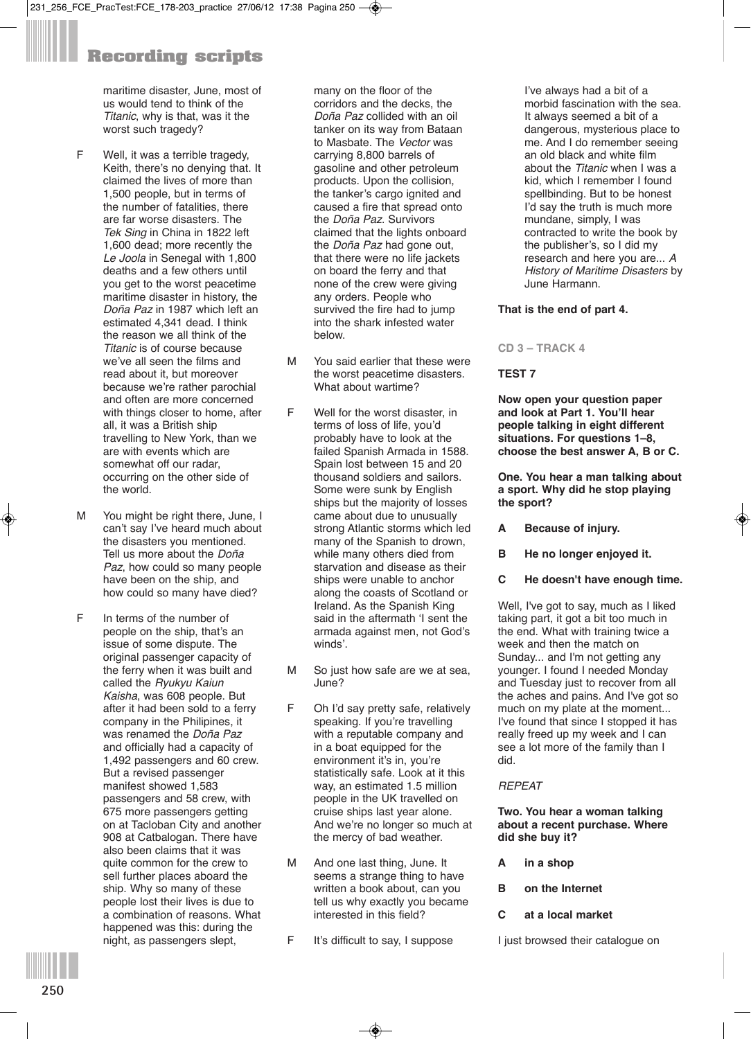# Recording scripts

maritime disaster, June, most of us would tend to think of the *Titanic*, why is that, was it the worst such tragedy?

F Well, it was a terrible tragedy, Keith, there's no denying that. It claimed the lives of more than 1,500 people, but in terms of the number of fatalities, there are far worse disasters. The *Tek Sing* in China in 1822 left 1,600 dead; more recently the *Le Joola* in Senegal with 1,800 deaths and a few others until you get to the worst peacetime maritime disaster in history, the *Doña Paz* in 1987 which left an estimated 4,341 dead. I think the reason we all think of the *Titanic* is of course because we've all seen the films and read about it, but moreover because we're rather parochial and often are more concerned with things closer to home, after all, it was a British ship travelling to New York, than we are with events which are somewhat off our radar, occurring on the other side of the world.

M You might be right there, June, I can't say I've heard much about the disasters you mentioned. Tell us more about the *Doña Paz*, how could so many people have been on the ship, and how could so many have died?

F In terms of the number of people on the ship, that's an issue of some dispute. The original passenger capacity of the ferry when it was built and called the *Ryukyu Kaiun Kaisha*, was 608 people. But after it had been sold to a ferry company in the Philipines, it was renamed the *Doña Paz* and officially had a capacity of 1,492 passengers and 60 crew. But a revised passenger manifest showed 1,583 passengers and 58 crew, with 675 more passengers getting on at Tacloban City and another 908 at Catbalogan. There have also been claims that it was quite common for the crew to sell further places aboard the ship. Why so many of these people lost their lives is due to a combination of reasons. What happened was this: during the night, as passengers slept, many on the floor of the corridors and the decks, the *Doña Paz* collided with an oil tanker on its way from Bataan to Masbate. The *Vector* was carrying 8,800 barrels of gasoline and other petroleum products. Upon the collision, the tanker's cargo ignited and caused a fire that spread onto the *Doña Paz*. Survivors claimed that the lights onboard the *Doña Paz* had gone out, that there were no life jackets on board the ferry and that none of the crew were giving any orders. People who survived the fire had to jump into the shark infested water below.

M You said earlier that these were the worst peacetime disasters. What about wartime?

F Well for the worst disaster, in terms of loss of life, you'd probably have to look at the failed Spanish Armada in 1588. Spain lost between 15 and 20 thousand soldiers and sailors. Some were sunk by English ships but the majority of losses came about due to unusually strong Atlantic storms which led many of the Spanish to drown, while many others died from starvation and disease as their ships were unable to anchor along the coasts of Scotland or Ireland. As the Spanish King said in the aftermath 'I sent the armada against men, not God's winds'.

M So just how safe are we at sea, June?

F Oh I'd say pretty safe, relatively speaking. If you're travelling with a reputable company and in a boat equipped for the environment it's in, you're statistically safe. Look at it this way, an estimated 1.5 million people in the UK travelled on cruise ships last year alone. And we're no longer so much at the mercy of bad weather.

M And one last thing, June. It seems a strange thing to have written a book about, can you tell us why exactly you became interested in this field?

F It's difficult to say, I suppose I've always had a bit of a morbid fascination with the sea. It always seemed a bit of a dangerous, mysterious place to me. And I do remember seeing an old black and white film about the *Titanic* when I was a kid, which I remember I found spellbinding. But to be honest I'd say the truth is much more mundane, simply, I was contracted to write the book by the publisher's, so I did my research and here you are... *A History of Maritime Disasters* by June Harmann.

**That is the end of part 4.**

## CD 3 – TRACK 4

**TEST 7**

**Now open your question paper and look at Part 1. You'll hear people talking in eight different situations. For questions 1–8, choose the best answer A, B or C.**

**One. You hear a man talking about a sport. Why did he stop playing the sport?**

**A** **Because of injury.**

**B** **He no longer enjoyed it.**

**C** **He doesn't have enough time.**

Well, I've got to say, much as I liked taking part, it got a bit too much in the end. What with training twice a week and then the match on Sunday... and I'm not getting any younger. I found I needed Monday and Tuesday just to recover from all the aches and pains. And I've got so much on my plate at the moment... I've found that since I stopped it has really freed up my week and I can see a lot more of the family than I did.

*REPEAT*

**Two. You hear a woman talking about a recent purchase. Where did she buy it?**

**A** **in a shop**

**B** **on the Internet**

**C** **at a local market**

I just browsed their catalogue on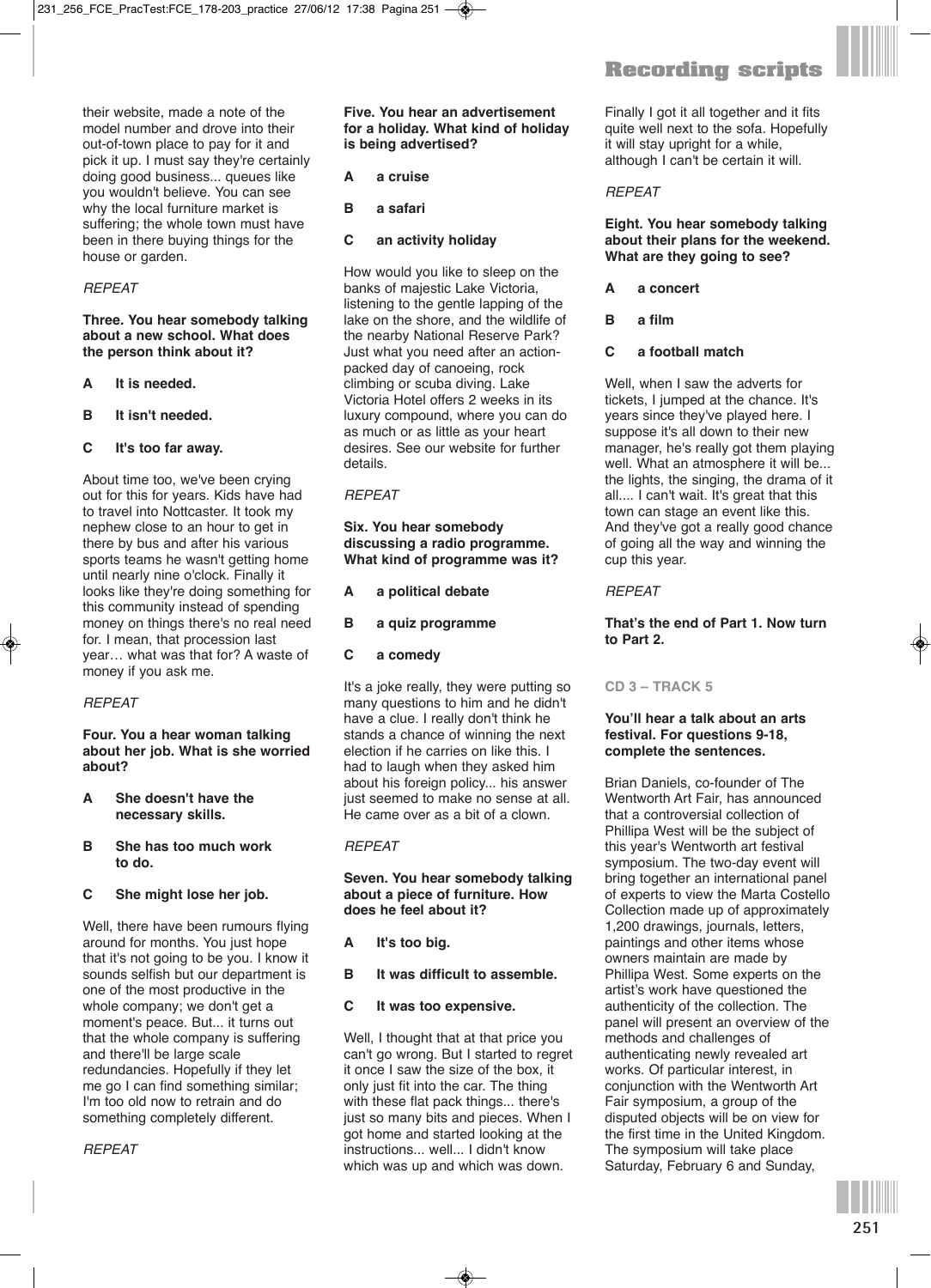their website, made a note of the model number and drove into their out-of-town place to pay for it and pick it up. I must say they're certainly doing good business... queues like you wouldn't believe. You can see why the local furniture market is suffering; the whole town must have been in there buying things for the house or garden.

*REPEAT*

**Three. You hear somebody talking about a new school. What does the person think about it?**

**A It is needed.**

**B It isn't needed.**

**C It's too far away.**

About time too, we've been crying out for this for years. Kids have had to travel into Nottcaster. It took my nephew close to an hour to get in there by bus and after his various sports teams he wasn't getting home until nearly nine o'clock. Finally it looks like they're doing something for this community instead of spending money on things there's no real need for. I mean, that procession last year… what was that for? A waste of money if you ask me.

*REPEAT*

**Four. You a hear woman talking about her job. What is she worried about?**

**A She doesn't have the necessary skills.**

**B She has too much work to do.**

**C She might lose her job.**

Well, there have been rumours flying around for months. You just hope that it's not going to be you. I know it sounds selfish but our department is one of the most productive in the whole company; we don't get a moment's peace. But... it turns out that the whole company is suffering and there'll be large scale redundancies. Hopefully if they let me go I can find something similar; I'm too old now to retrain and do something completely different.

*REPEAT*

**Five. You hear an advertisement for a holiday. What kind of holiday is being advertised?**

**A a cruise**

**B a safari**

**C an activity holiday**

How would you like to sleep on the banks of majestic Lake Victoria, listening to the gentle lapping of the lake on the shore, and the wildlife of the nearby National Reserve Park? Just what you need after an action-packed day of canoeing, rock climbing or scuba diving. Lake Victoria Hotel offers 2 weeks in its luxury compound, where you can do as much or as little as your heart desires. See our website for further details.

*REPEAT*

**Six. You hear somebody discussing a radio programme. What kind of programme was it?**

**A a political debate**

**B a quiz programme**

**C a comedy**

It's a joke really, they were putting so many questions to him and he didn't have a clue. I really don't think he stands a chance of winning the next election if he carries on like this. I had to laugh when they asked him about his foreign policy... his answer just seemed to make no sense at all. He came over as a bit of a clown.

*REPEAT*

**Seven. You hear somebody talking about a piece of furniture. How does he feel about it?**

**A It's too big.**

**B It was difficult to assemble.**

**C It was too expensive.**

Well, I thought that at that price you can't go wrong. But I started to regret it once I saw the size of the box, it only just fit into the car. The thing with these flat pack things... there's just so many bits and pieces. When I got home and started looking at the instructions... well... I didn't know which was up and which was down. Finally I got it all together and it fits quite well next to the sofa. Hopefully it will stay upright for a while, although I can't be certain it will.

*REPEAT*

**Eight. You hear somebody talking about their plans for the weekend. What are they going to see?**

**A a concert**

**B a film**

**C a football match**

Well, when I saw the adverts for tickets, I jumped at the chance. It's years since they've played here. I suppose it's all down to their new manager, he's really got them playing well. What an atmosphere it will be... the lights, the singing, the drama of it all.... I can't wait. It's great that this town can stage an event like this. And they've got a really good chance of going all the way and winning the cup this year.

*REPEAT*

**That's the end of Part 1. Now turn to Part 2.**

CD 3 – TRACK 5

**You'll hear a talk about an arts festival. For questions 9-18, complete the sentences.**

Brian Daniels, co-founder of The Wentworth Art Fair, has announced that a controversial collection of Phillipa West will be the subject of this year's Wentworth art festival symposium. The two-day event will bring together an international panel of experts to view the Marta Costello Collection made up of approximately 1,200 drawings, journals, letters, paintings and other items whose owners maintain are made by Phillipa West. Some experts on the artist's work have questioned the authenticity of the collection. The panel will present an overview of the methods and challenges of authenticating newly revealed art works. Of particular interest, in conjunction with the Wentworth Art Fair symposium, a group of the disputed objects will be on view for the first time in the United Kingdom. The symposium will take place Saturday, February 6 and Sunday,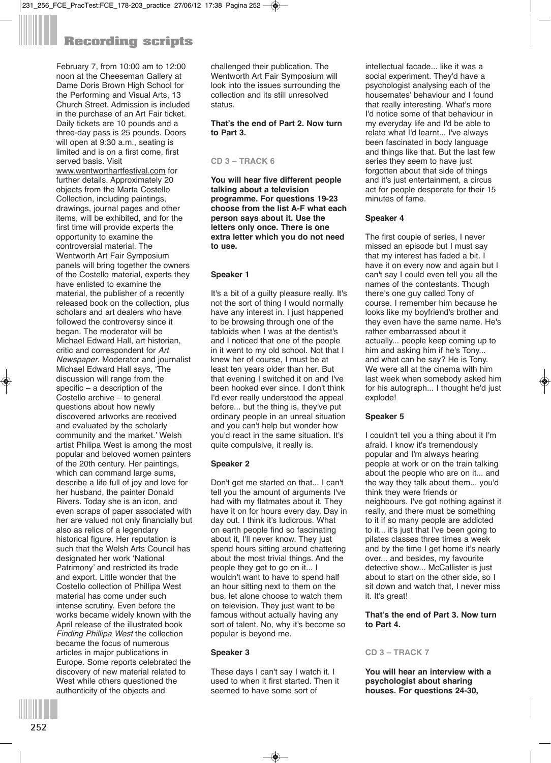February 7, from 10:00 am to 12:00 noon at the Cheeseman Gallery at Dame Doris Brown High School for the Performing and Visual Arts, 13 Church Street. Admission is included in the purchase of an Art Fair ticket. Daily tickets are 10 pounds and a three-day pass is 25 pounds. Doors will open at 9:30 a.m., seating is limited and is on a first come, first served basis. Visit www.wentworthartfestival.com for further details. Approximately 20 objects from the Marta Costello Collection, including paintings, drawings, journal pages and other items, will be exhibited, and for the first time will provide experts the opportunity to examine the controversial material. The Wentworth Art Fair Symposium panels will bring together the owners of the Costello material, experts they have enlisted to examine the material, the publisher of a recently released book on the collection, plus scholars and art dealers who have followed the controversy since it began. The moderator will be Michael Edward Hall, art historian, critic and correspondent for *Art Newspaper*. Moderator and journalist Michael Edward Hall says, 'The discussion will range from the specific – a description of the Costello archive – to general questions about how newly discovered artworks are received and evaluated by the scholarly community and the market.' Welsh artist Philipa West is among the most popular and beloved women painters of the 20th century. Her paintings, which can command large sums, describe a life full of joy and love for her husband, the painter Donald Rivers. Today she is an icon, and even scraps of paper associated with her are valued not only financially but also as relics of a legendary historical figure. Her reputation is such that the Welsh Arts Council has designated her work 'National Patrimony' and restricted its trade and export. Little wonder that the Costello collection of Phillipa West material has come under such intense scrutiny. Even before the works became widely known with the April release of the illustrated book *Finding Phillipa West* the collection became the focus of numerous articles in major publications in Europe. Some reports celebrated the discovery of new material related to West while others questioned the authenticity of the objects and challenged their publication. The Wentworth Art Fair Symposium will look into the issues surrounding the collection and its still unresolved status.

**That's the end of Part 2. Now turn to Part 3.**

### CD 3 – TRACK 6

**You will hear five different people talking about a television programme. For questions 19-23 choose from the list A-F what each person says about it. Use the letters only once. There is one extra letter which you do not need to use.**

**Speaker 1**

It's a bit of a guilty pleasure really. It's not the sort of thing I would normally have any interest in. I just happened to be browsing through one of the tabloids when I was at the dentist's and I noticed that one of the people in it went to my old school. Not that I knew her of course, I must be at least ten years older than her. But that evening I switched it on and I've been hooked ever since. I don't think I'd ever really understood the appeal before... but the thing is, they've put ordinary people in an unreal situation and you can't help but wonder how you'd react in the same situation. It's quite compulsive, it really is.

**Speaker 2**

Don't get me started on that... I can't tell you the amount of arguments I've had with my flatmates about it. They have it on for hours every day. Day in day out. I think it's ludicrous. What on earth people find so fascinating about it, I'll never know. They just spend hours sitting around chattering about the most trivial things. And the people they get to go on it... I wouldn't want to have to spend half an hour sitting next to them on the bus, let alone choose to watch them on television. They just want to be famous without actually having any sort of talent. No, why it's become so popular is beyond me.

**Speaker 3**

These days I can't say I watch it. I used to when it first started. Then it seemed to have some sort of intellectual facade... like it was a social experiment. They'd have a psychologist analysing each of the housemates' behaviour and I found that really interesting. What's more I'd notice some of that behaviour in my everyday life and I'd be able to relate what I'd learnt... I've always been fascinated in body language and things like that. But the last few series they seem to have just forgotten about that side of things and it's just entertainment, a circus act for people desperate for their 15 minutes of fame.

**Speaker 4**

The first couple of series, I never missed an episode but I must say that my interest has faded a bit. I have it on every now and again but I can't say I could even tell you all the names of the contestants. Though there's one guy called Tony of course. I remember him because he looks like my boyfriend's brother and they even have the same name. He's rather embarrassed about it actually... people keep coming up to him and asking him if he's Tony... and what can he say? He is Tony. We were all at the cinema with him last week when somebody asked him for his autograph... I thought he'd just explode!

**Speaker 5**

I couldn't tell you a thing about it I'm afraid. I know it's tremendously popular and I'm always hearing people at work or on the train talking about the people who are on it... and the way they talk about them... you'd think they were friends or neighbours. I've got nothing against it really, and there must be something to it if so many people are addicted to it... it's just that I've been going to pilates classes three times a week and by the time I get home it's nearly over... and besides, my favourite detective show... McCallister is just about to start on the other side, so I sit down and watch that, I never miss it. It's great!

**That's the end of Part 3. Now turn to Part 4.**

### CD 3 – TRACK 7

**You will hear an interview with a psychologist about sharing houses. For questions 24-30,**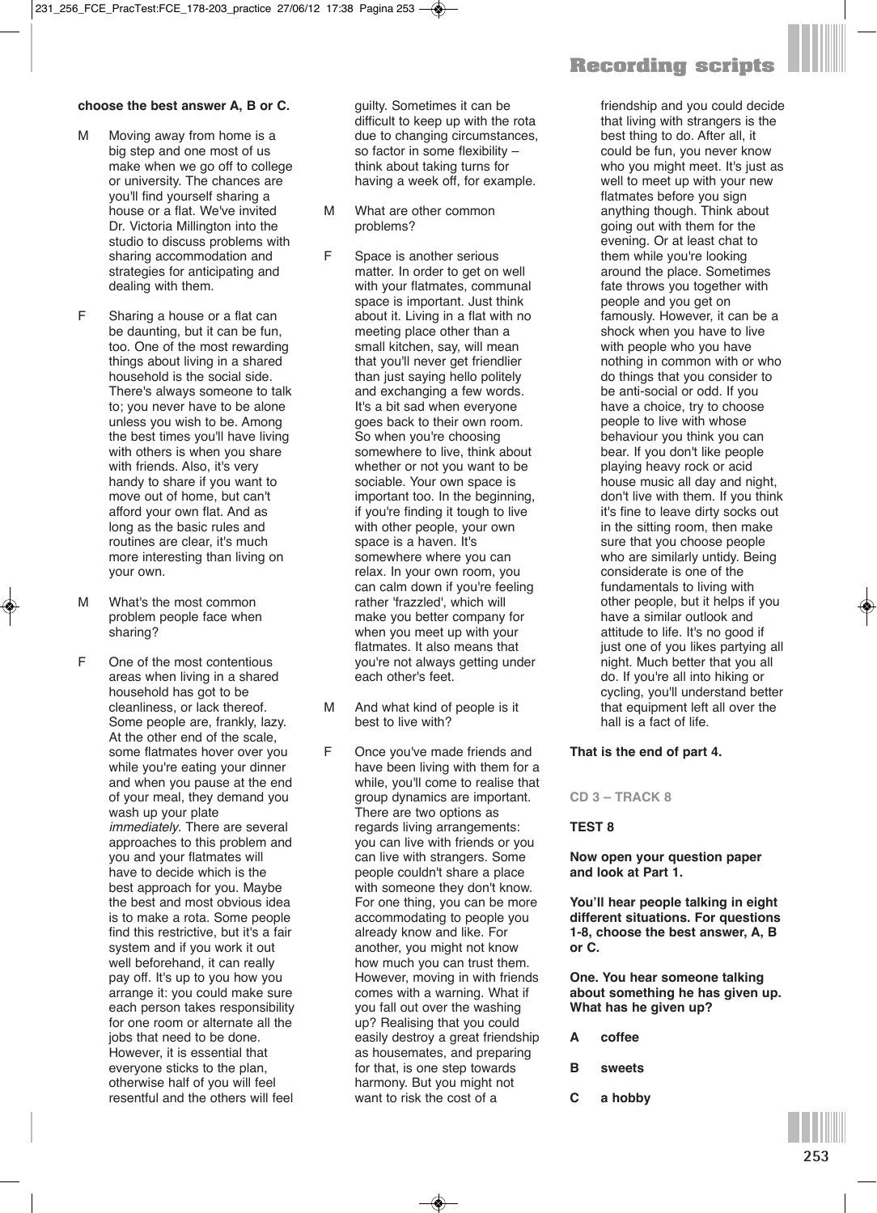**choose the best answer A, B or C.**

M Moving away from home is a big step and one most of us make when we go off to college or university. The chances are you'll find yourself sharing a house or a flat. We've invited Dr. Victoria Millington into the studio to discuss problems with sharing accommodation and strategies for anticipating and dealing with them.

F Sharing a house or a flat can be daunting, but it can be fun, too. One of the most rewarding things about living in a shared household is the social side. There's always someone to talk to; you never have to be alone unless you wish to be. Among the best times you'll have living with others is when you share with friends. Also, it's very handy to share if you want to move out of home, but can't afford your own flat. And as long as the basic rules and routines are clear, it's much more interesting than living on your own.

M What's the most common problem people face when sharing?

F One of the most contentious areas when living in a shared household has got to be cleanliness, or lack thereof. Some people are, frankly, lazy. At the other end of the scale, some flatmates hover over you while you're eating your dinner and when you pause at the end of your meal, they demand you wash up your plate *immediately*. There are several approaches to this problem and you and your flatmates will have to decide which is the best approach for you. Maybe the best and most obvious idea is to make a rota. Some people find this restrictive, but it's a fair system and if you work it out well beforehand, it can really pay off. It's up to you how you arrange it: you could make sure each person takes responsibility for one room or alternate all the jobs that need to be done. However, it is essential that everyone sticks to the plan, otherwise half of you will feel resentful and the others will feel guilty. Sometimes it can be difficult to keep up with the rota due to changing circumstances, so factor in some flexibility – think about taking turns for having a week off, for example.

M What are other common problems?

F Space is another serious matter. In order to get on well with your flatmates, communal space is important. Just think about it. Living in a flat with no meeting place other than a small kitchen, say, will mean that you'll never get friendlier than just saying hello politely and exchanging a few words. It's a bit sad when everyone goes back to their own room. So when you're choosing somewhere to live, think about whether or not you want to be sociable. Your own space is important too. In the beginning, if you're finding it tough to live with other people, your own space is a haven. It's somewhere where you can relax. In your own room, you can calm down if you're feeling rather 'frazzled', which will make you better company for when you meet up with your flatmates. It also means that you're not always getting under each other's feet.

M And what kind of people is it best to live with?

F Once you've made friends and have been living with them for a while, you'll come to realise that group dynamics are important. There are two options as regards living arrangements: you can live with friends or you can live with strangers. Some people couldn't share a place with someone they don't know. For one thing, you can be more accommodating to people you already know and like. For another, you might not know how much you can trust them. However, moving in with friends comes with a warning. What if you fall out over the washing up? Realising that you could easily destroy a great friendship as housemates, and preparing for that, is one step towards harmony. But you might not want to risk the cost of a friendship and you could decide that living with strangers is the best thing to do. After all, it could be fun, you never know who you might meet. It's just as well to meet up with your new flatmates before you sign anything though. Think about going out with them for the evening. Or at least chat to them while you're looking around the place. Sometimes fate throws you together with people and you get on famously. However, it can be a shock when you have to live with people who you have nothing in common with or who do things that you consider to be anti-social or odd. If you have a choice, try to choose people to live with whose behaviour you think you can bear. If you don't like people playing heavy rock or acid house music all day and night, don't live with them. If you think it's fine to leave dirty socks out in the sitting room, then make sure that you choose people who are similarly untidy. Being considerate is one of the fundamentals to living with other people, but it helps if you have a similar outlook and attitude to life. It's no good if just one of you likes partying all night. Much better that you all do. If you're all into hiking or cycling, you'll understand better that equipment left all over the hall is a fact of life.

**That is the end of part 4.**

**CD 3 – TRACK 8**

**TEST 8**

**Now open your question paper and look at Part 1.**

**You'll hear people talking in eight different situations. For questions 1-8, choose the best answer, A, B or C.**

**One. You hear someone talking about something he has given up. What has he given up?**

**A coffee**

**B sweets**

**C a hobby**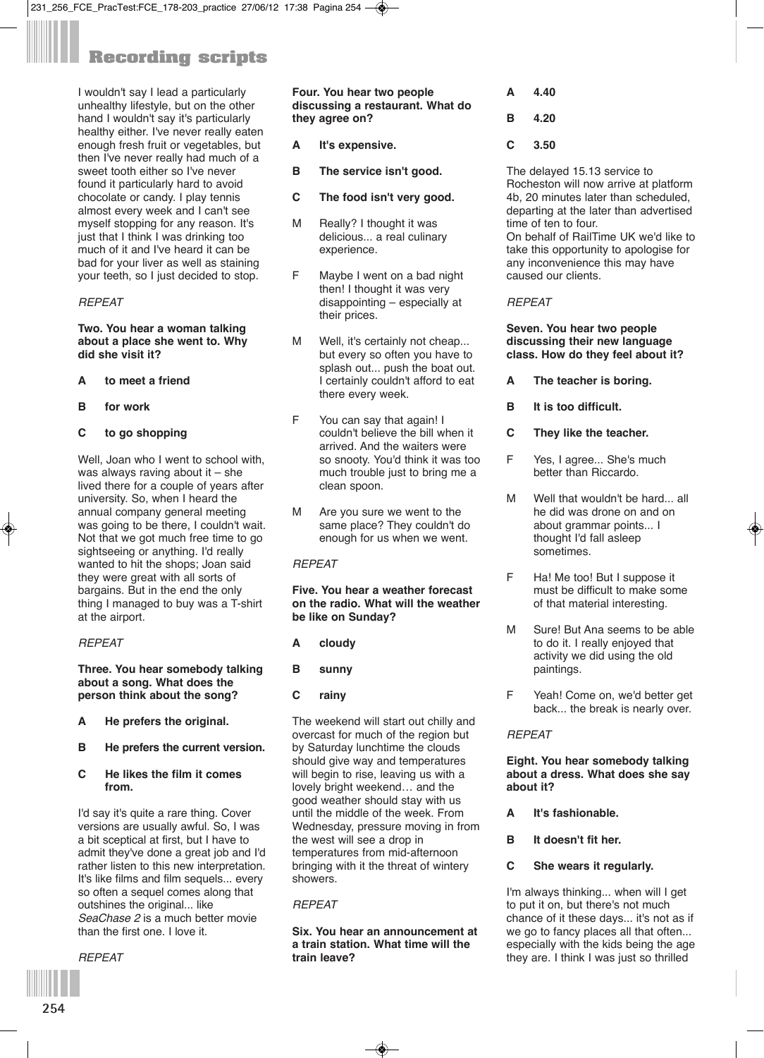I wouldn't say I lead a particularly unhealthy lifestyle, but on the other hand I wouldn't say it's particularly healthy either. I've never really eaten enough fresh fruit or vegetables, but then I've never really had much of a sweet tooth either so I've never found it particularly hard to avoid chocolate or candy. I play tennis almost every week and I can't see myself stopping for any reason. It's just that I think I was drinking too much of it and I've heard it can be bad for your liver as well as staining your teeth, so I just decided to stop.

*REPEAT*

**Two. You hear a woman talking about a place she went to. Why did she visit it?**

**A to meet a friend**

**B for work**

**C to go shopping**

Well, Joan who I went to school with, was always raving about it – she lived there for a couple of years after university. So, when I heard the annual company general meeting was going to be there, I couldn't wait. Not that we got much free time to go sightseeing or anything. I'd really wanted to hit the shops; Joan said they were great with all sorts of bargains. But in the end the only thing I managed to buy was a T-shirt at the airport.

*REPEAT*

**Three. You hear somebody talking about a song. What does the person think about the song?**

**A He prefers the original.**

**B He prefers the current version.**

**C He likes the film it comes from.**

I'd say it's quite a rare thing. Cover versions are usually awful. So, I was a bit sceptical at first, but I have to admit they've done a great job and I'd rather listen to this new interpretation. It's like films and film sequels... every so often a sequel comes along that outshines the original... like *SeaChase 2* is a much better movie than the first one. I love it.

*REPEAT*

**Four. You hear two people discussing a restaurant. What do they agree on?**

**A It's expensive.**

**B The service isn't good.**

**C The food isn't very good.**

M Really? I thought it was delicious... a real culinary experience.

F Maybe I went on a bad night then! I thought it was very disappointing – especially at their prices.

M Well, it's certainly not cheap... but every so often you have to splash out... push the boat out. I certainly couldn't afford to eat there every week.

F You can say that again! I couldn't believe the bill when it arrived. And the waiters were so snooty. You'd think it was too much trouble just to bring me a clean spoon.

M Are you sure we went to the same place? They couldn't do enough for us when we went.

*REPEAT*

**Five. You hear a weather forecast on the radio. What will the weather be like on Sunday?**

**A cloudy**

**B sunny**

**C rainy**

The weekend will start out chilly and overcast for much of the region but by Saturday lunchtime the clouds should give way and temperatures will begin to rise, leaving us with a lovely bright weekend… and the good weather should stay with us until the middle of the week. From Wednesday, pressure moving in from the west will see a drop in temperatures from mid-afternoon bringing with it the threat of wintery showers.

*REPEAT*

**Six. You hear an announcement at a train station. What time will the train leave?**

**A 4.40**

**B 4.20**

**C 3.50**

The delayed 15.13 service to Rocheston will now arrive at platform 4b, 20 minutes later than scheduled, departing at the later than advertised time of ten to four.
On behalf of RailTime UK we'd like to take this opportunity to apologise for any inconvenience this may have caused our clients.

*REPEAT*

**Seven. You hear two people discussing their new language class. How do they feel about it?**

**A The teacher is boring.**

**B It is too difficult.**

**C They like the teacher.**

F Yes, I agree... She's much better than Riccardo.

M Well that wouldn't be hard... all he did was drone on and on about grammar points... I thought I'd fall asleep sometimes.

F Ha! Me too! But I suppose it must be difficult to make some of that material interesting.

M Sure! But Ana seems to be able to do it. I really enjoyed that activity we did using the old paintings.

F Yeah! Come on, we'd better get back... the break is nearly over.

*REPEAT*

**Eight. You hear somebody talking about a dress. What does she say about it?**

**A It's fashionable.**

**B It doesn't fit her.**

**C She wears it regularly.**

I'm always thinking... when will I get to put it on, but there's not much chance of it these days... it's not as if we go to fancy places all that often... especially with the kids being the age they are. I think I was just so thrilled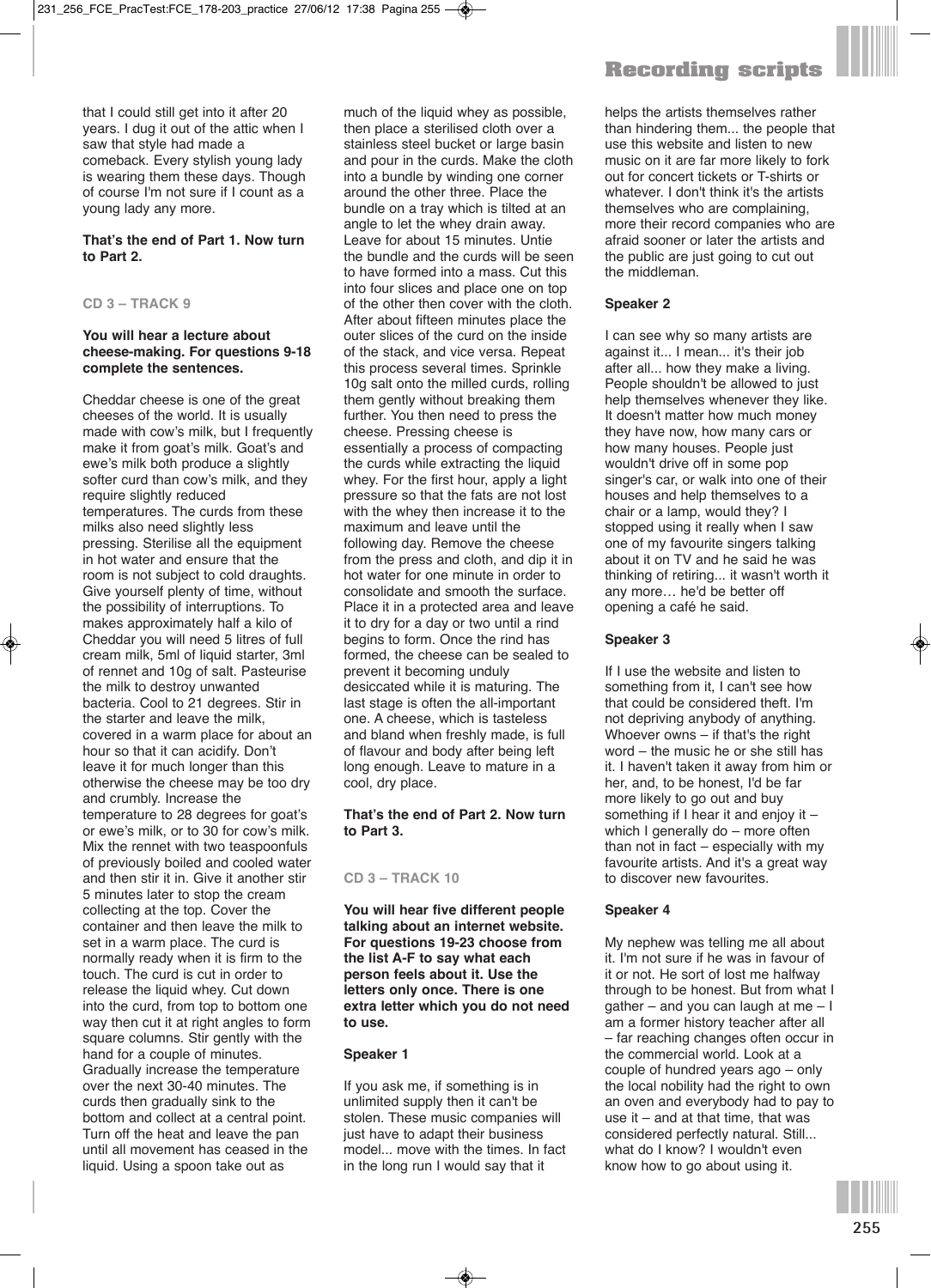that I could still get into it after 20 years. I dug it out of the attic when I saw that style had made a comeback. Every stylish young lady is wearing them these days. Though of course I'm not sure if I count as a young lady any more.

**That's the end of Part 1. Now turn to Part 2.**

### CD 3 – TRACK 9

**You will hear a lecture about cheese-making. For questions 9-18 complete the sentences.**

Cheddar cheese is one of the great cheeses of the world. It is usually made with cow's milk, but I frequently make it from goat's milk. Goat's and ewe's milk both produce a slightly softer curd than cow's milk, and they require slightly reduced temperatures. The curds from these milks also need slightly less pressing. Sterilise all the equipment in hot water and ensure that the room is not subject to cold draughts. Give yourself plenty of time, without the possibility of interruptions. To makes approximately half a kilo of Cheddar you will need 5 litres of full cream milk, 5ml of liquid starter, 3ml of rennet and 10g of salt. Pasteurise the milk to destroy unwanted bacteria. Cool to 21 degrees. Stir in the starter and leave the milk, covered in a warm place for about an hour so that it can acidify. Don't leave it for much longer than this otherwise the cheese may be too dry and crumbly. Increase the temperature to 28 degrees for goat's or ewe's milk, or to 30 for cow's milk. Mix the rennet with two teaspoonfuls of previously boiled and cooled water and then stir it in. Give it another stir 5 minutes later to stop the cream collecting at the top. Cover the container and then leave the milk to set in a warm place. The curd is normally ready when it is firm to the touch. The curd is cut in order to release the liquid whey. Cut down into the curd, from top to bottom one way then cut it at right angles to form square columns. Stir gently with the hand for a couple of minutes. Gradually increase the temperature over the next 30-40 minutes. The curds then gradually sink to the bottom and collect at a central point. Turn off the heat and leave the pan until all movement has ceased in the liquid. Using a spoon take out as much of the liquid whey as possible, then place a sterilised cloth over a stainless steel bucket or large basin and pour in the curds. Make the cloth into a bundle by winding one corner around the other three. Place the bundle on a tray which is tilted at an angle to let the whey drain away. Leave for about 15 minutes. Untie the bundle and the curds will be seen to have formed into a mass. Cut this into four slices and place one on top of the other then cover with the cloth. After about fifteen minutes place the outer slices of the curd on the inside of the stack, and vice versa. Repeat this process several times. Sprinkle 10g salt onto the milled curds, rolling them gently without breaking them further. You then need to press the cheese. Pressing cheese is essentially a process of compacting the curds while extracting the liquid whey. For the first hour, apply a light pressure so that the fats are not lost with the whey then increase it to the maximum and leave until the following day. Remove the cheese from the press and cloth, and dip it in hot water for one minute in order to consolidate and smooth the surface. Place it in a protected area and leave it to dry for a day or two until a rind begins to form. Once the rind has formed, the cheese can be sealed to prevent it becoming unduly desiccated while it is maturing. The last stage is often the all-important one. A cheese, which is tasteless and bland when freshly made, is full of flavour and body after being left long enough. Leave to mature in a cool, dry place.

**That's the end of Part 2. Now turn to Part 3.**

### CD 3 – TRACK 10

**You will hear five different people talking about an internet website. For questions 19-23 choose from the list A-F to say what each person feels about it. Use the letters only once. There is one extra letter which you do not need to use.**

**Speaker 1**

If you ask me, if something is in unlimited supply then it can't be stolen. These music companies will just have to adapt their business model... move with the times. In fact in the long run I would say that it helps the artists themselves rather than hindering them... the people that use this website and listen to new music on it are far more likely to fork out for concert tickets or T-shirts or whatever. I don't think it's the artists themselves who are complaining, more their record companies who are afraid sooner or later the artists and the public are just going to cut out the middleman.

**Speaker 2**

I can see why so many artists are against it... I mean... it's their job after all... how they make a living. People shouldn't be allowed to just help themselves whenever they like. It doesn't matter how much money they have now, how many cars or how many houses. People just wouldn't drive off in some pop singer's car, or walk into one of their houses and help themselves to a chair or a lamp, would they? I stopped using it really when I saw one of my favourite singers talking about it on TV and he said he was thinking of retiring... it wasn't worth it any more… he'd be better off opening a café he said.

**Speaker 3**

If I use the website and listen to something from it, I can't see how that could be considered theft. I'm not depriving anybody of anything. Whoever owns – if that's the right word – the music he or she still has it. I haven't taken it away from him or her, and, to be honest, I'd be far more likely to go out and buy something if I hear it and enjoy it – which I generally do – more often than not in fact – especially with my favourite artists. And it's a great way to discover new favourites.

**Speaker 4**

My nephew was telling me all about it. I'm not sure if he was in favour of it or not. He sort of lost me halfway through to be honest. But from what I gather – and you can laugh at me – I am a former history teacher after all – far reaching changes often occur in the commercial world. Look at a couple of hundred years ago – only the local nobility had the right to own an oven and everybody had to pay to use it – and at that time, that was considered perfectly natural. Still... what do I know? I wouldn't even know how to go about using it.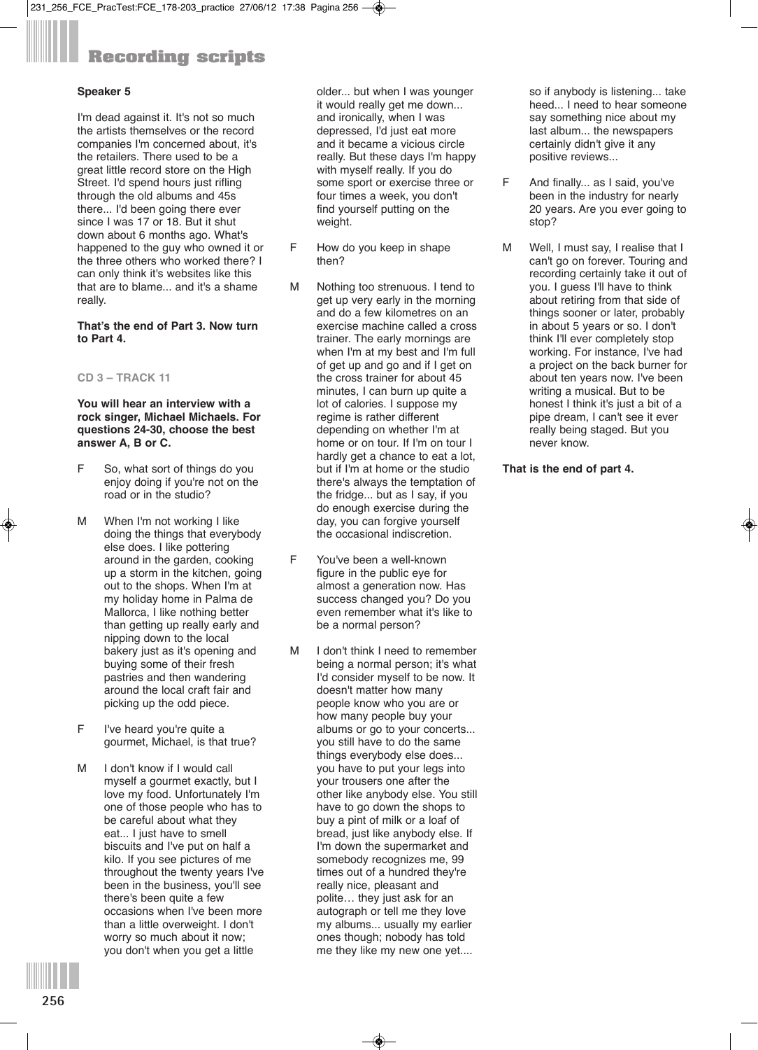# Recording scripts

**Speaker 5**

I'm dead against it. It's not so much the artists themselves or the record companies I'm concerned about, it's the retailers. There used to be a great little record store on the High Street. I'd spend hours just rifling through the old albums and 45s there... I'd been going there ever since I was 17 or 18. But it shut down about 6 months ago. What's happened to the guy who owned it or the three others who worked there? I can only think it's websites like this that are to blame... and it's a shame really.

**That's the end of Part 3. Now turn to Part 4.**

**CD 3 – TRACK 11**

**You will hear an interview with a rock singer, Michael Michaels. For questions 24-30, choose the best answer A, B or C.**

F So, what sort of things do you enjoy doing if you're not on the road or in the studio?

M When I'm not working I like doing the things that everybody else does. I like pottering around in the garden, cooking up a storm in the kitchen, going out to the shops. When I'm at my holiday home in Palma de Mallorca, I like nothing better than getting up really early and nipping down to the local bakery just as it's opening and buying some of their fresh pastries and then wandering around the local craft fair and picking up the odd piece.

F I've heard you're quite a gourmet, Michael, is that true?

M I don't know if I would call myself a gourmet exactly, but I love my food. Unfortunately I'm one of those people who has to be careful about what they eat... I just have to smell biscuits and I've put on half a kilo. If you see pictures of me throughout the twenty years I've been in the business, you'll see there's been quite a few occasions when I've been more than a little overweight. I don't worry so much about it now; you don't when you get a little older... but when I was younger it would really get me down... and ironically, when I was depressed, I'd just eat more and it became a vicious circle really. But these days I'm happy with myself really. If you do some sport or exercise three or four times a week, you don't find yourself putting on the weight.

F How do you keep in shape then?

M Nothing too strenuous. I tend to get up very early in the morning and do a few kilometres on an exercise machine called a cross trainer. The early mornings are when I'm at my best and I'm full of get up and go and if I get on the cross trainer for about 45 minutes, I can burn up quite a lot of calories. I suppose my regime is rather different depending on whether I'm at home or on tour. If I'm on tour I hardly get a chance to eat a lot, but if I'm at home or the studio there's always the temptation of the fridge... but as I say, if you do enough exercise during the day, you can forgive yourself the occasional indiscretion.

F You've been a well-known figure in the public eye for almost a generation now. Has success changed you? Do you even remember what it's like to be a normal person?

M I don't think I need to remember being a normal person; it's what I'd consider myself to be now. It doesn't matter how many people know who you are or how many people buy your albums or go to your concerts... you still have to do the same things everybody else does... you have to put your legs into your trousers one after the other like anybody else. You still have to go down the shops to buy a pint of milk or a loaf of bread, just like anybody else. If I'm down the supermarket and somebody recognizes me, 99 times out of a hundred they're really nice, pleasant and polite… they just ask for an autograph or tell me they love my albums... usually my earlier ones though; nobody has told me they like my new one yet.... so if anybody is listening... take heed... I need to hear someone say something nice about my last album... the newspapers certainly didn't give it any positive reviews...

F And finally... as I said, you've been in the industry for nearly 20 years. Are you ever going to stop?

M Well, I must say, I realise that I can't go on forever. Touring and recording certainly take it out of you. I guess I'll have to think about retiring from that side of things sooner or later, probably in about 5 years or so. I don't think I'll ever completely stop working. For instance, I've had a project on the back burner for about ten years now. I've been writing a musical. But to be honest I think it's just a bit of a pipe dream, I can't see it ever really being staged. But you never know.

**That is the end of part 4.**